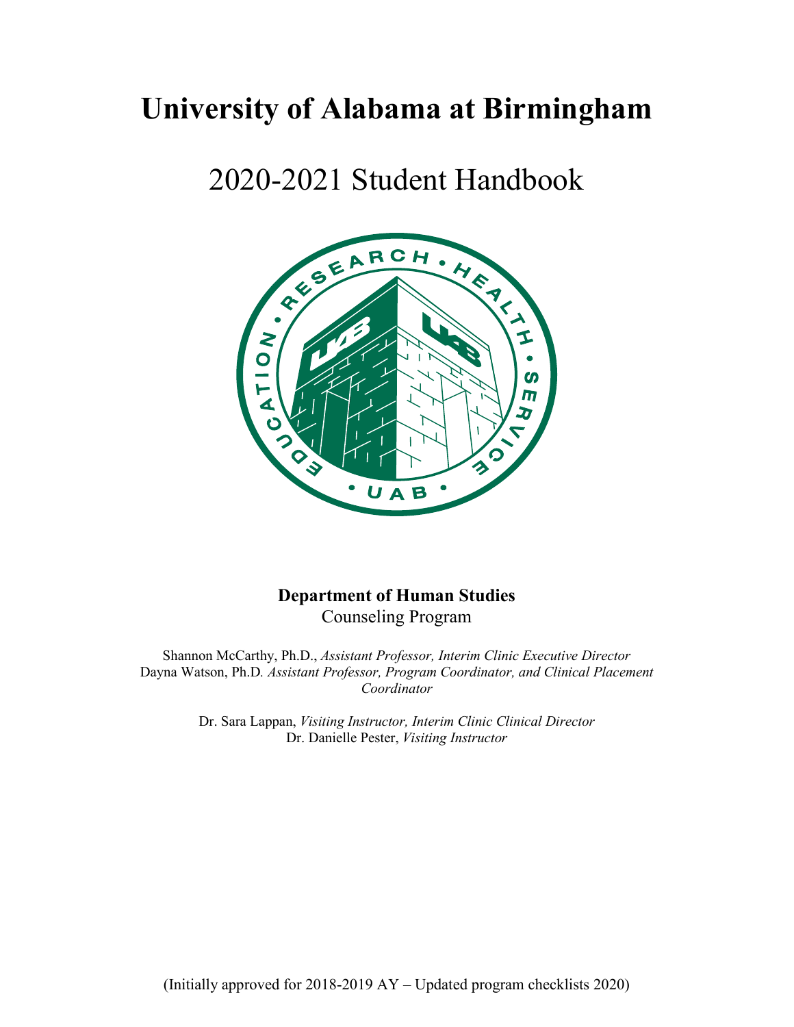# University of Alabama at Birmingham

## 2020-2021 Student Handbook

**Department of Human Studies**
Counseling Program

Shannon McCarthy, Ph.D., *Assistant Professor, Interim Clinic Executive Director*
Dayna Watson, Ph.D. *Assistant Professor, Program Coordinator, and Clinical Placement Coordinator*

Dr. Sara Lappan, *Visiting Instructor, Interim Clinic Clinical Director*
Dr. Danielle Pester, *Visiting Instructor*

(Initially approved for 2018-2019 AY – Updated program checklists 2020)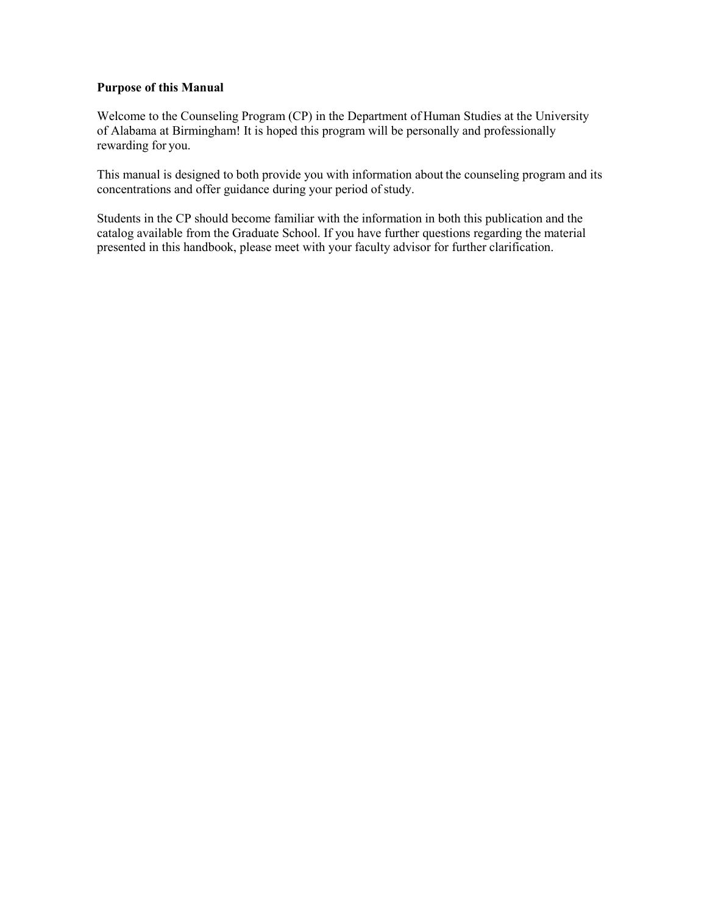**Purpose of this Manual**

Welcome to the Counseling Program (CP) in the Department of Human Studies at the University of Alabama at Birmingham! It is hoped this program will be personally and professionally rewarding for you.

This manual is designed to both provide you with information about the counseling program and its concentrations and offer guidance during your period of study.

Students in the CP should become familiar with the information in both this publication and the catalog available from the Graduate School. If you have further questions regarding the material presented in this handbook, please meet with your faculty advisor for further clarification.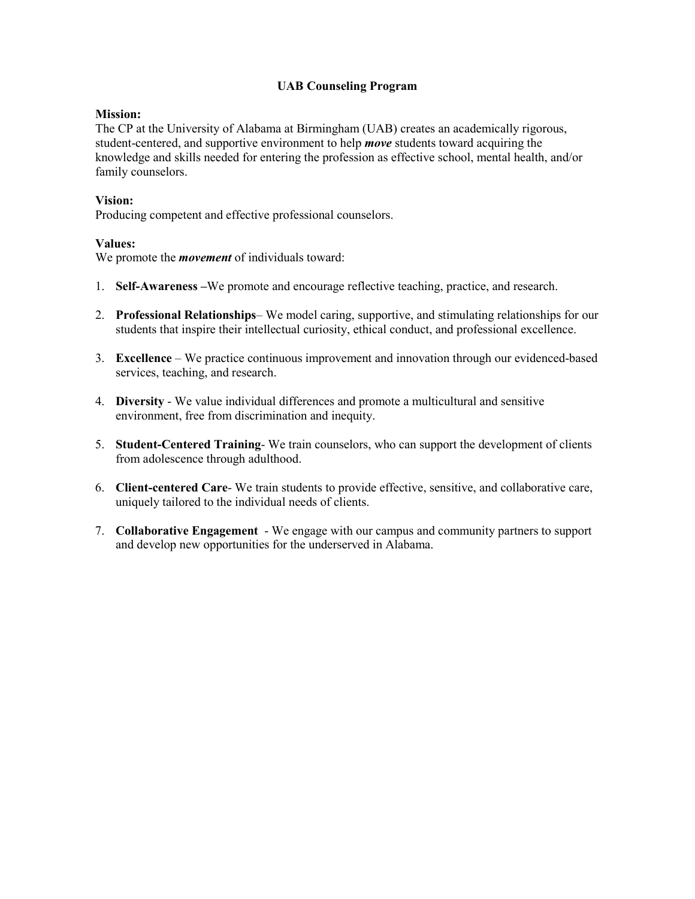# UAB Counseling Program

**Mission:**
The CP at the University of Alabama at Birmingham (UAB) creates an academically rigorous, student-centered, and supportive environment to help ***move*** students toward acquiring the knowledge and skills needed for entering the profession as effective school, mental health, and/or family counselors.

**Vision:**
Producing competent and effective professional counselors.

**Values:**
We promote the ***movement*** of individuals toward:

1. **Self-Awareness –**We promote and encourage reflective teaching, practice, and research.
2. **Professional Relationships**– We model caring, supportive, and stimulating relationships for our students that inspire their intellectual curiosity, ethical conduct, and professional excellence.
3. **Excellence** – We practice continuous improvement and innovation through our evidenced-based services, teaching, and research.
4. **Diversity** - We value individual differences and promote a multicultural and sensitive environment, free from discrimination and inequity.
5. **Student-Centered Training**- We train counselors, who can support the development of clients from adolescence through adulthood.
6. **Client-centered Care**- We train students to provide effective, sensitive, and collaborative care, uniquely tailored to the individual needs of clients.
7. **Collaborative Engagement** - We engage with our campus and community partners to support and develop new opportunities for the underserved in Alabama.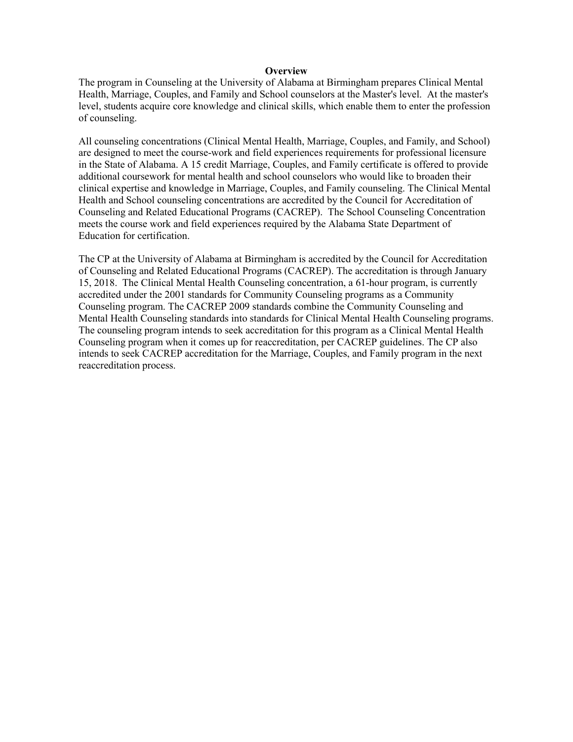## Overview

The program in Counseling at the University of Alabama at Birmingham prepares Clinical Mental Health, Marriage, Couples, and Family and School counselors at the Master's level. At the master's level, students acquire core knowledge and clinical skills, which enable them to enter the profession of counseling.

All counseling concentrations (Clinical Mental Health, Marriage, Couples, and Family, and School) are designed to meet the course-work and field experiences requirements for professional licensure in the State of Alabama. A 15 credit Marriage, Couples, and Family certificate is offered to provide additional coursework for mental health and school counselors who would like to broaden their clinical expertise and knowledge in Marriage, Couples, and Family counseling. The Clinical Mental Health and School counseling concentrations are accredited by the Council for Accreditation of Counseling and Related Educational Programs (CACREP). The School Counseling Concentration meets the course work and field experiences required by the Alabama State Department of Education for certification.

The CP at the University of Alabama at Birmingham is accredited by the Council for Accreditation of Counseling and Related Educational Programs (CACREP). The accreditation is through January 15, 2018. The Clinical Mental Health Counseling concentration, a 61-hour program, is currently accredited under the 2001 standards for Community Counseling programs as a Community Counseling program. The CACREP 2009 standards combine the Community Counseling and Mental Health Counseling standards into standards for Clinical Mental Health Counseling programs. The counseling program intends to seek accreditation for this program as a Clinical Mental Health Counseling program when it comes up for reaccreditation, per CACREP guidelines. The CP also intends to seek CACREP accreditation for the Marriage, Couples, and Family program in the next reaccreditation process.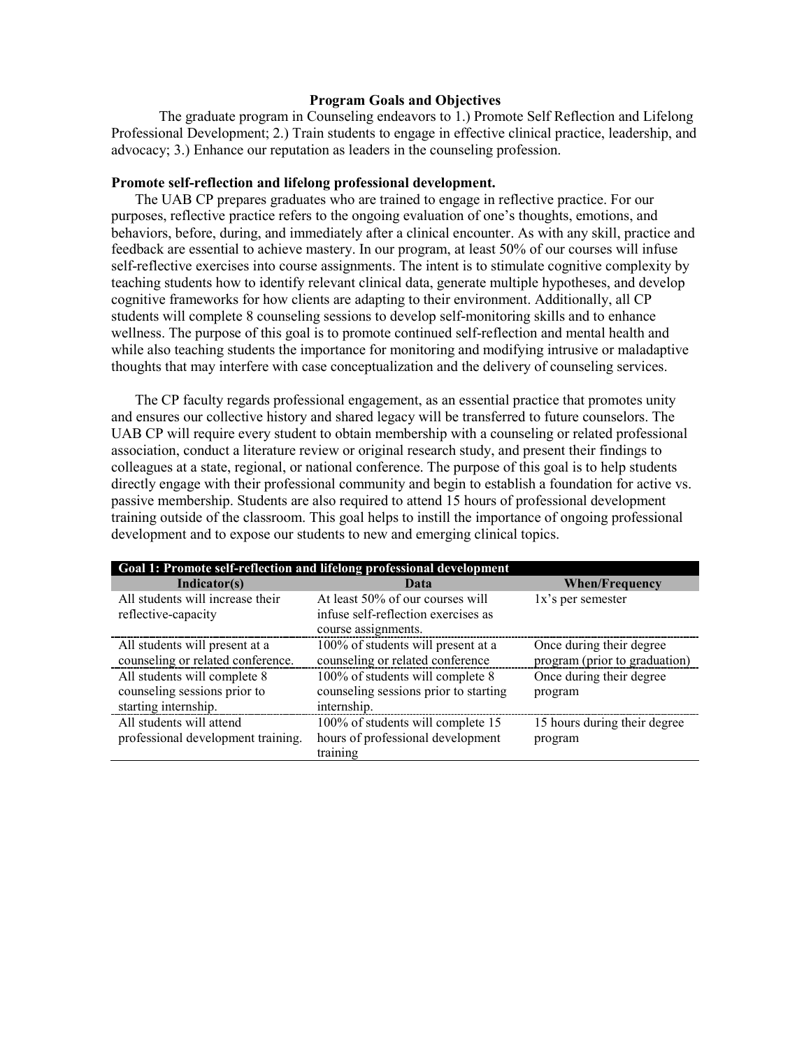# Program Goals and Objectives

The graduate program in Counseling endeavors to 1.) Promote Self Reflection and Lifelong Professional Development; 2.) Train students to engage in effective clinical practice, leadership, and advocacy; 3.) Enhance our reputation as leaders in the counseling profession.

## Promote self-reflection and lifelong professional development.

The UAB CP prepares graduates who are trained to engage in reflective practice. For our purposes, reflective practice refers to the ongoing evaluation of one's thoughts, emotions, and behaviors, before, during, and immediately after a clinical encounter. As with any skill, practice and feedback are essential to achieve mastery. In our program, at least 50% of our courses will infuse self-reflective exercises into course assignments. The intent is to stimulate cognitive complexity by teaching students how to identify relevant clinical data, generate multiple hypotheses, and develop cognitive frameworks for how clients are adapting to their environment. Additionally, all CP students will complete 8 counseling sessions to develop self-monitoring skills and to enhance wellness. The purpose of this goal is to promote continued self-reflection and mental health and while also teaching students the importance for monitoring and modifying intrusive or maladaptive thoughts that may interfere with case conceptualization and the delivery of counseling services.

The CP faculty regards professional engagement, as an essential practice that promotes unity and ensures our collective history and shared legacy will be transferred to future counselors. The UAB CP will require every student to obtain membership with a counseling or related professional association, conduct a literature review or original research study, and present their findings to colleagues at a state, regional, or national conference. The purpose of this goal is to help students directly engage with their professional community and begin to establish a foundation for active vs. passive membership. Students are also required to attend 15 hours of professional development training outside of the classroom. This goal helps to instill the importance of ongoing professional development and to expose our students to new and emerging clinical topics.

| **Goal 1: Promote self-reflection and lifelong professional development** | | |
|---|---|---|
| **Indicator(s)** | **Data** | **When/Frequency** |
| All students will increase their reflective-capacity | At least 50% of our courses will infuse self-reflection exercises as course assignments. | 1x's per semester |
| All students will present at a counseling or related conference. | 100% of students will present at a counseling or related conference | Once during their degree program (prior to graduation) |
| All students will complete 8 counseling sessions prior to starting internship. | 100% of students will complete 8 counseling sessions prior to starting internship. | Once during their degree program |
| All students will attend professional development training. | 100% of students will complete 15 hours of professional development training | 15 hours during their degree program |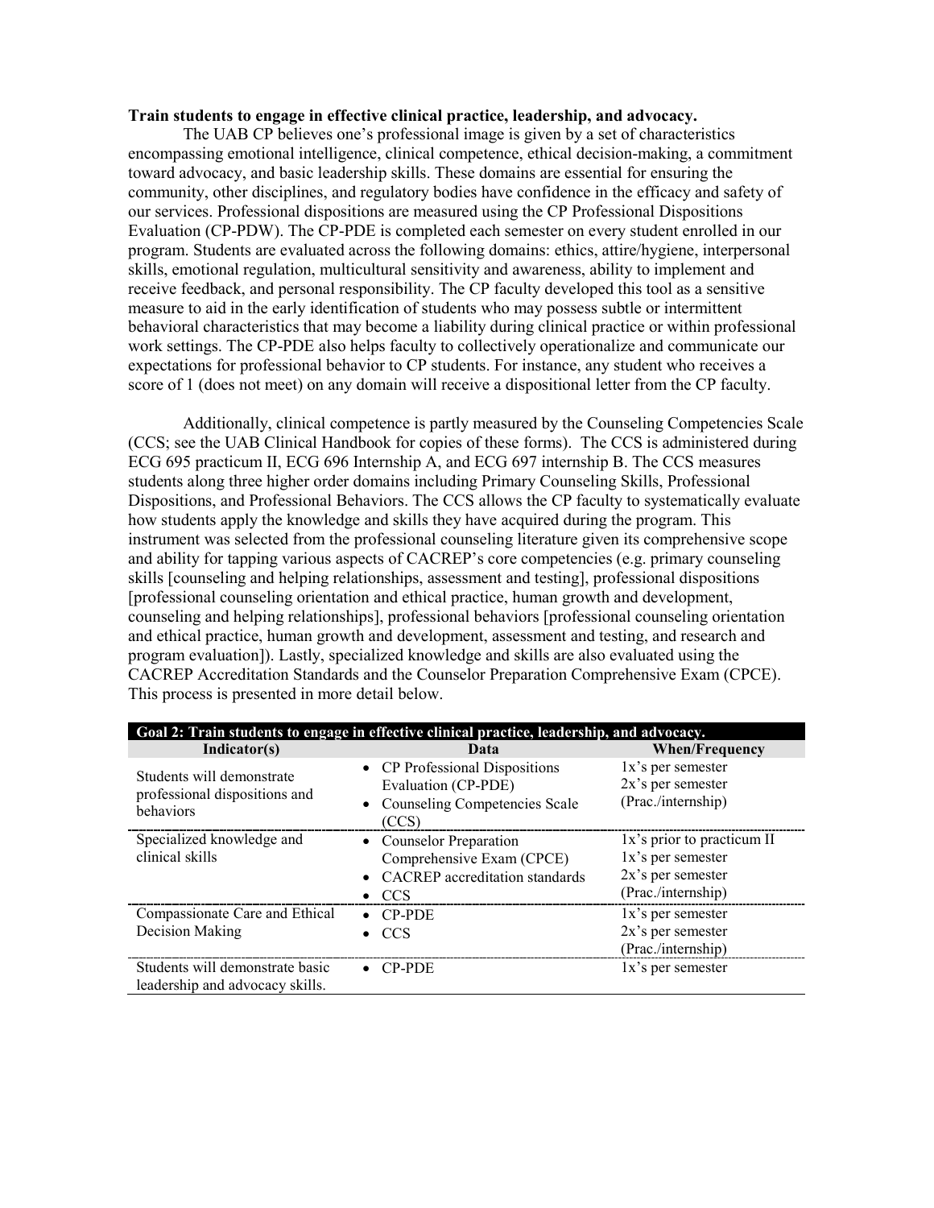**Train students to engage in effective clinical practice, leadership, and advocacy.**

The UAB CP believes one's professional image is given by a set of characteristics encompassing emotional intelligence, clinical competence, ethical decision-making, a commitment toward advocacy, and basic leadership skills. These domains are essential for ensuring the community, other disciplines, and regulatory bodies have confidence in the efficacy and safety of our services. Professional dispositions are measured using the CP Professional Dispositions Evaluation (CP-PDW). The CP-PDE is completed each semester on every student enrolled in our program. Students are evaluated across the following domains: ethics, attire/hygiene, interpersonal skills, emotional regulation, multicultural sensitivity and awareness, ability to implement and receive feedback, and personal responsibility. The CP faculty developed this tool as a sensitive measure to aid in the early identification of students who may possess subtle or intermittent behavioral characteristics that may become a liability during clinical practice or within professional work settings. The CP-PDE also helps faculty to collectively operationalize and communicate our expectations for professional behavior to CP students. For instance, any student who receives a score of 1 (does not meet) on any domain will receive a dispositional letter from the CP faculty.

Additionally, clinical competence is partly measured by the Counseling Competencies Scale (CCS; see the UAB Clinical Handbook for copies of these forms). The CCS is administered during ECG 695 practicum II, ECG 696 Internship A, and ECG 697 internship B. The CCS measures students along three higher order domains including Primary Counseling Skills, Professional Dispositions, and Professional Behaviors. The CCS allows the CP faculty to systematically evaluate how students apply the knowledge and skills they have acquired during the program. This instrument was selected from the professional counseling literature given its comprehensive scope and ability for tapping various aspects of CACREP's core competencies (e.g. primary counseling skills [counseling and helping relationships, assessment and testing], professional dispositions [professional counseling orientation and ethical practice, human growth and development, counseling and helping relationships], professional behaviors [professional counseling orientation and ethical practice, human growth and development, assessment and testing, and research and program evaluation]). Lastly, specialized knowledge and skills are also evaluated using the CACREP Accreditation Standards and the Counselor Preparation Comprehensive Exam (CPCE). This process is presented in more detail below.

| **Goal 2: Train students to engage in effective clinical practice, leadership, and advocacy.** | | |
|---|---|---|
| **Indicator(s)** | **Data** | **When/Frequency** |
| Students will demonstrate professional dispositions and behaviors | • CP Professional Dispositions Evaluation (CP-PDE)<br>• Counseling Competencies Scale (CCS) | 1x's per semester<br>2x's per semester (Prac./internship) |
| Specialized knowledge and clinical skills | • Counselor Preparation Comprehensive Exam (CPCE)<br>• CACREP accreditation standards<br>• CCS | 1x's prior to practicum II<br>1x's per semester<br>2x's per semester (Prac./internship) |
| Compassionate Care and Ethical Decision Making | • CP-PDE<br>• CCS | 1x's per semester<br>2x's per semester (Prac./internship) |
| Students will demonstrate basic leadership and advocacy skills. | • CP-PDE | 1x's per semester |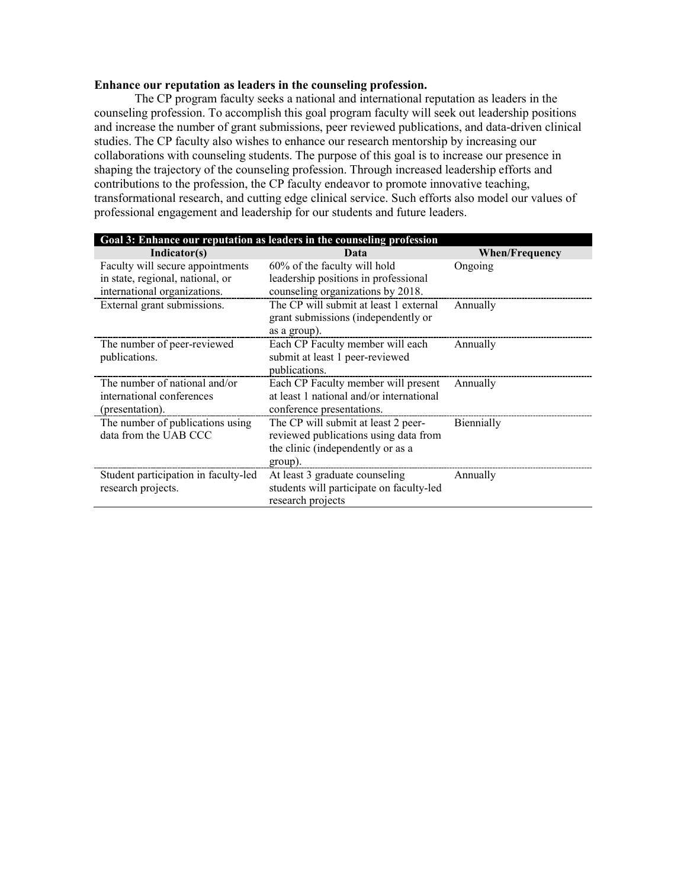**Enhance our reputation as leaders in the counseling profession.**

The CP program faculty seeks a national and international reputation as leaders in the counseling profession. To accomplish this goal program faculty will seek out leadership positions and increase the number of grant submissions, peer reviewed publications, and data-driven clinical studies. The CP faculty also wishes to enhance our research mentorship by increasing our collaborations with counseling students. The purpose of this goal is to increase our presence in shaping the trajectory of the counseling profession. Through increased leadership efforts and contributions to the profession, the CP faculty endeavor to promote innovative teaching, transformational research, and cutting edge clinical service. Such efforts also model our values of professional engagement and leadership for our students and future leaders.

| **Goal 3: Enhance our reputation as leaders in the counseling profession** | | |
|---|---|---|
| **Indicator(s)** | **Data** | **When/Frequency** |
| Faculty will secure appointments in state, regional, national, or international organizations. | 60% of the faculty will hold leadership positions in professional counseling organizations by 2018. | Ongoing |
| External grant submissions. | The CP will submit at least 1 external grant submissions (independently or as a group). | Annually |
| The number of peer-reviewed publications. | Each CP Faculty member will each submit at least 1 peer-reviewed publications. | Annually |
| The number of national and/or international conferences (presentation). | Each CP Faculty member will present at least 1 national and/or international conference presentations. | Annually |
| The number of publications using data from the UAB CCC | The CP will submit at least 2 peer-reviewed publications using data from the clinic (independently or as a group). | Biennially |
| Student participation in faculty-led research projects. | At least 3 graduate counseling students will participate on faculty-led research projects | Annually |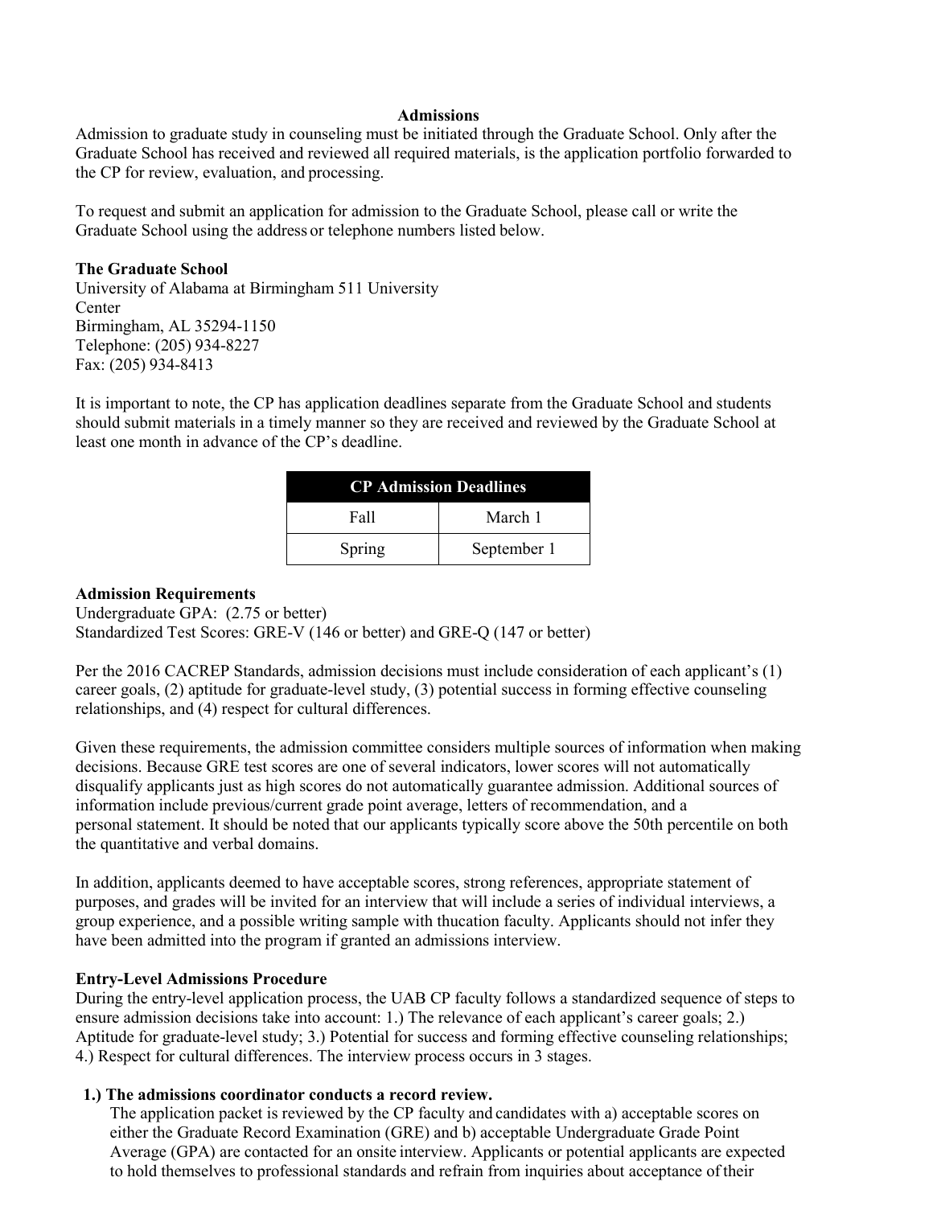## Admissions

Admission to graduate study in counseling must be initiated through the Graduate School. Only after the Graduate School has received and reviewed all required materials, is the application portfolio forwarded to the CP for review, evaluation, and processing.

To request and submit an application for admission to the Graduate School, please call or write the Graduate School using the address or telephone numbers listed below.

**The Graduate School**
University of Alabama at Birmingham 511 University Center
Birmingham, AL 35294-1150
Telephone: (205) 934-8227
Fax: (205) 934-8413

It is important to note, the CP has application deadlines separate from the Graduate School and students should submit materials in a timely manner so they are received and reviewed by the Graduate School at least one month in advance of the CP's deadline.

| CP Admission Deadlines | |
|---|---|
| Fall | March 1 |
| Spring | September 1 |

**Admission Requirements**
Undergraduate GPA: (2.75 or better)
Standardized Test Scores: GRE-V (146 or better) and GRE-Q (147 or better)

Per the 2016 CACREP Standards, admission decisions must include consideration of each applicant's (1) career goals, (2) aptitude for graduate-level study, (3) potential success in forming effective counseling relationships, and (4) respect for cultural differences.

Given these requirements, the admission committee considers multiple sources of information when making decisions. Because GRE test scores are one of several indicators, lower scores will not automatically disqualify applicants just as high scores do not automatically guarantee admission. Additional sources of information include previous/current grade point average, letters of recommendation, and a personal statement. It should be noted that our applicants typically score above the 50th percentile on both the quantitative and verbal domains.

In addition, applicants deemed to have acceptable scores, strong references, appropriate statement of purposes, and grades will be invited for an interview that will include a series of individual interviews, a group experience, and a possible writing sample with thucation faculty. Applicants should not infer they have been admitted into the program if granted an admissions interview.

**Entry-Level Admissions Procedure**
During the entry-level application process, the UAB CP faculty follows a standardized sequence of steps to ensure admission decisions take into account: 1.) The relevance of each applicant's career goals; 2.) Aptitude for graduate-level study; 3.) Potential for success and forming effective counseling relationships; 4.) Respect for cultural differences. The interview process occurs in 3 stages.

**1.) The admissions coordinator conducts a record review.**
The application packet is reviewed by the CP faculty and candidates with a) acceptable scores on either the Graduate Record Examination (GRE) and b) acceptable Undergraduate Grade Point Average (GPA) are contacted for an onsite interview. Applicants or potential applicants are expected to hold themselves to professional standards and refrain from inquiries about acceptance of their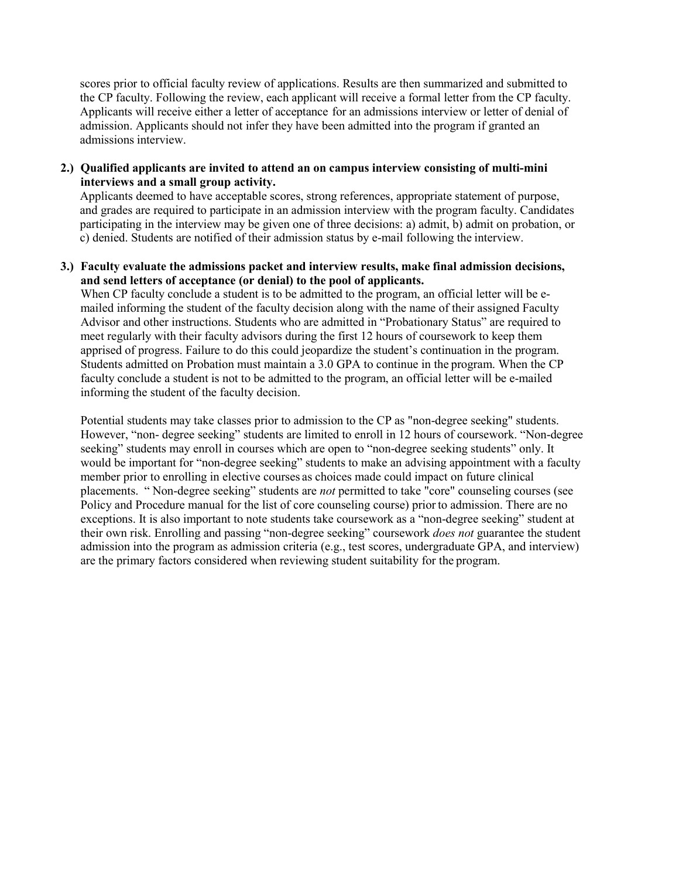scores prior to official faculty review of applications. Results are then summarized and submitted to the CP faculty. Following the review, each applicant will receive a formal letter from the CP faculty. Applicants will receive either a letter of acceptance for an admissions interview or letter of denial of admission. Applicants should not infer they have been admitted into the program if granted an admissions interview.

**2.) Qualified applicants are invited to attend an on campus interview consisting of multi-mini interviews and a small group activity.**

Applicants deemed to have acceptable scores, strong references, appropriate statement of purpose, and grades are required to participate in an admission interview with the program faculty. Candidates participating in the interview may be given one of three decisions: a) admit, b) admit on probation, or c) denied. Students are notified of their admission status by e-mail following the interview.

**3.) Faculty evaluate the admissions packet and interview results, make final admission decisions, and send letters of acceptance (or denial) to the pool of applicants.**

When CP faculty conclude a student is to be admitted to the program, an official letter will be e-mailed informing the student of the faculty decision along with the name of their assigned Faculty Advisor and other instructions. Students who are admitted in "Probationary Status" are required to meet regularly with their faculty advisors during the first 12 hours of coursework to keep them apprised of progress. Failure to do this could jeopardize the student's continuation in the program. Students admitted on Probation must maintain a 3.0 GPA to continue in the program. When the CP faculty conclude a student is not to be admitted to the program, an official letter will be e-mailed informing the student of the faculty decision.

Potential students may take classes prior to admission to the CP as "non-degree seeking" students. However, "non- degree seeking" students are limited to enroll in 12 hours of coursework. "Non-degree seeking" students may enroll in courses which are open to "non-degree seeking students" only. It would be important for "non-degree seeking" students to make an advising appointment with a faculty member prior to enrolling in elective courses as choices made could impact on future clinical placements. " Non-degree seeking" students are *not* permitted to take "core" counseling courses (see Policy and Procedure manual for the list of core counseling course) prior to admission. There are no exceptions. It is also important to note students take coursework as a "non-degree seeking" student at their own risk. Enrolling and passing "non-degree seeking" coursework *does not* guarantee the student admission into the program as admission criteria (e.g., test scores, undergraduate GPA, and interview) are the primary factors considered when reviewing student suitability for the program.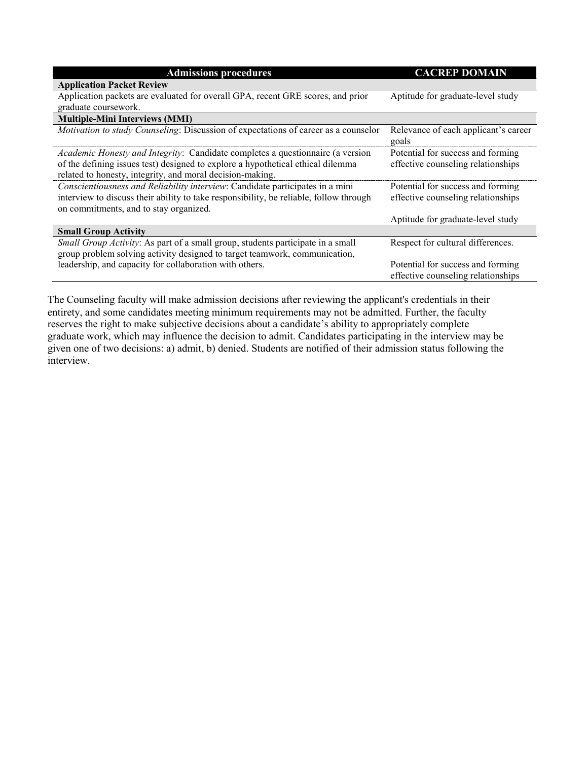| Admissions procedures | CACREP DOMAIN |
|---|---|
| **Application Packet Review** | |
| Application packets are evaluated for overall GPA, recent GRE scores, and prior graduate coursework. | Aptitude for graduate-level study |
| **Multiple-Mini Interviews (MMI)** | |
| *Motivation to study Counseling*: Discussion of expectations of career as a counselor | Relevance of each applicant's career goals |
| *Academic Honesty and Integrity*: Candidate completes a questionnaire (a version of the defining issues test) designed to explore a hypothetical ethical dilemma related to honesty, integrity, and moral decision-making. | Potential for success and forming effective counseling relationships |
| *Conscientiousness and Reliability interview*: Candidate participates in a mini interview to discuss their ability to take responsibility, be reliable, follow through on commitments, and to stay organized. | Potential for success and forming effective counseling relationships<br><br>Aptitude for graduate-level study |
| **Small Group Activity** | |
| *Small Group Activity*: As part of a small group, students participate in a small group problem solving activity designed to target teamwork, communication, leadership, and capacity for collaboration with others. | Respect for cultural differences.<br><br>Potential for success and forming effective counseling relationships |

The Counseling faculty will make admission decisions after reviewing the applicant's credentials in their entirety, and some candidates meeting minimum requirements may not be admitted. Further, the faculty reserves the right to make subjective decisions about a candidate's ability to appropriately complete graduate work, which may influence the decision to admit. Candidates participating in the interview may be given one of two decisions: a) admit, b) denied. Students are notified of their admission status following the interview.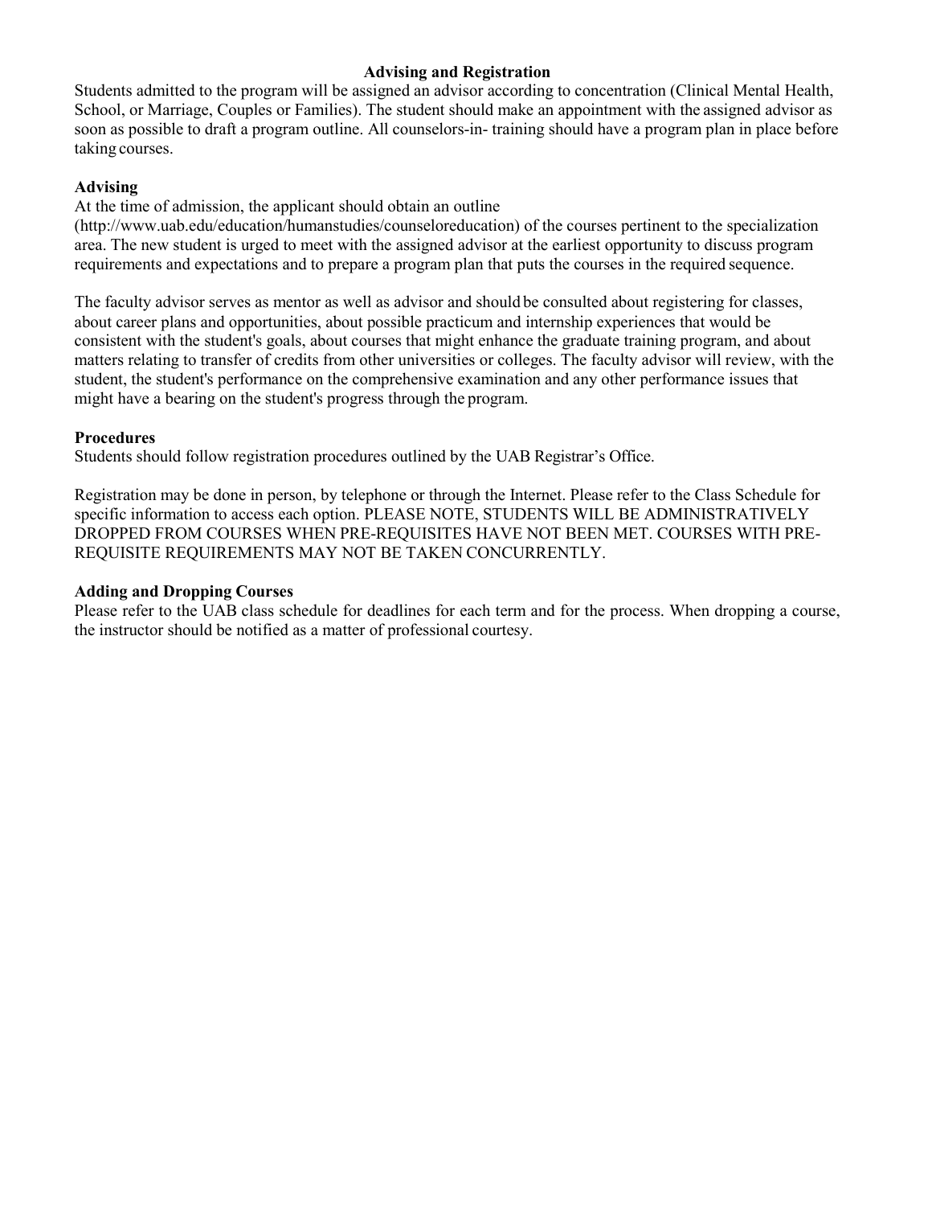## Advising and Registration

Students admitted to the program will be assigned an advisor according to concentration (Clinical Mental Health, School, or Marriage, Couples or Families). The student should make an appointment with the assigned advisor as soon as possible to draft a program outline. All counselors-in- training should have a program plan in place before taking courses.

### Advising

At the time of admission, the applicant should obtain an outline (http://www.uab.edu/education/humanstudies/counseloreducation) of the courses pertinent to the specialization area. The new student is urged to meet with the assigned advisor at the earliest opportunity to discuss program requirements and expectations and to prepare a program plan that puts the courses in the required sequence.

The faculty advisor serves as mentor as well as advisor and should be consulted about registering for classes, about career plans and opportunities, about possible practicum and internship experiences that would be consistent with the student's goals, about courses that might enhance the graduate training program, and about matters relating to transfer of credits from other universities or colleges. The faculty advisor will review, with the student, the student's performance on the comprehensive examination and any other performance issues that might have a bearing on the student's progress through the program.

### Procedures

Students should follow registration procedures outlined by the UAB Registrar's Office.

Registration may be done in person, by telephone or through the Internet. Please refer to the Class Schedule for specific information to access each option. PLEASE NOTE, STUDENTS WILL BE ADMINISTRATIVELY DROPPED FROM COURSES WHEN PRE-REQUISITES HAVE NOT BEEN MET. COURSES WITH PRE-REQUISITE REQUIREMENTS MAY NOT BE TAKEN CONCURRENTLY.

### Adding and Dropping Courses

Please refer to the UAB class schedule for deadlines for each term and for the process. When dropping a course, the instructor should be notified as a matter of professional courtesy.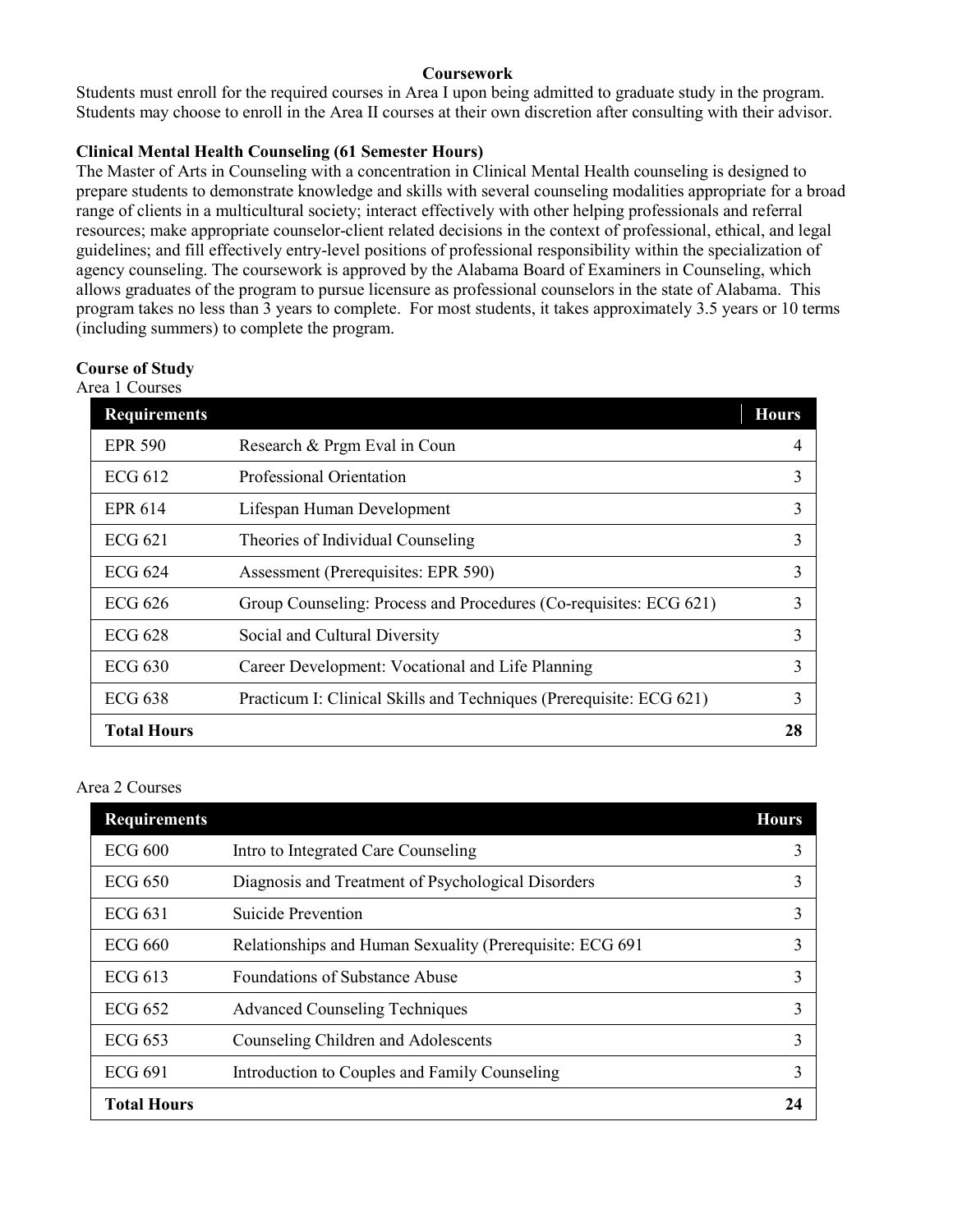## Coursework

Students must enroll for the required courses in Area I upon being admitted to graduate study in the program. Students may choose to enroll in the Area II courses at their own discretion after consulting with their advisor.

### Clinical Mental Health Counseling (61 Semester Hours)

The Master of Arts in Counseling with a concentration in Clinical Mental Health counseling is designed to prepare students to demonstrate knowledge and skills with several counseling modalities appropriate for a broad range of clients in a multicultural society; interact effectively with other helping professionals and referral resources; make appropriate counselor-client related decisions in the context of professional, ethical, and legal guidelines; and fill effectively entry-level positions of professional responsibility within the specialization of agency counseling. The coursework is approved by the Alabama Board of Examiners in Counseling, which allows graduates of the program to pursue licensure as professional counselors in the state of Alabama. This program takes no less than 3 years to complete. For most students, it takes approximately 3.5 years or 10 terms (including summers) to complete the program.

### Course of Study

Area 1 Courses

| Requirements | | Hours |
|---|---|---|
| EPR 590 | Research & Prgm Eval in Coun | 4 |
| ECG 612 | Professional Orientation | 3 |
| EPR 614 | Lifespan Human Development | 3 |
| ECG 621 | Theories of Individual Counseling | 3 |
| ECG 624 | Assessment (Prerequisites: EPR 590) | 3 |
| ECG 626 | Group Counseling: Process and Procedures (Co-requisites: ECG 621) | 3 |
| ECG 628 | Social and Cultural Diversity | 3 |
| ECG 630 | Career Development: Vocational and Life Planning | 3 |
| ECG 638 | Practicum I: Clinical Skills and Techniques (Prerequisite: ECG 621) | 3 |
| **Total Hours** | | **28** |

Area 2 Courses

| Requirements | | Hours |
|---|---|---|
| ECG 600 | Intro to Integrated Care Counseling | 3 |
| ECG 650 | Diagnosis and Treatment of Psychological Disorders | 3 |
| ECG 631 | Suicide Prevention | 3 |
| ECG 660 | Relationships and Human Sexuality (Prerequisite: ECG 691 | 3 |
| ECG 613 | Foundations of Substance Abuse | 3 |
| ECG 652 | Advanced Counseling Techniques | 3 |
| ECG 653 | Counseling Children and Adolescents | 3 |
| ECG 691 | Introduction to Couples and Family Counseling | 3 |
| **Total Hours** | | **24** |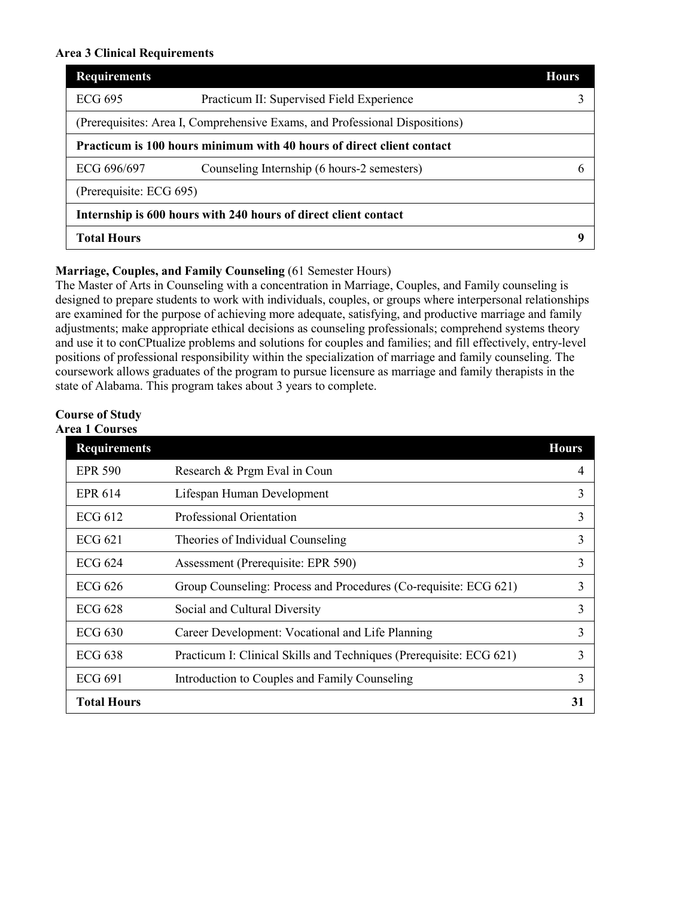**Area 3 Clinical Requirements**

| Requirements | | Hours |
|---|---|---|
| ECG 695 | Practicum II: Supervised Field Experience | 3 |
| (Prerequisites: Area I, Comprehensive Exams, and Professional Dispositions) | | |
| **Practicum is 100 hours minimum with 40 hours of direct client contact** | | |
| ECG 696/697 | Counseling Internship (6 hours-2 semesters) | 6 |
| (Prerequisite: ECG 695) | | |
| **Internship is 600 hours with 240 hours of direct client contact** | | |
| **Total Hours** | | **9** |

**Marriage, Couples, and Family Counseling** (61 Semester Hours)
The Master of Arts in Counseling with a concentration in Marriage, Couples, and Family counseling is designed to prepare students to work with individuals, couples, or groups where interpersonal relationships are examined for the purpose of achieving more adequate, satisfying, and productive marriage and family adjustments; make appropriate ethical decisions as counseling professionals; comprehend systems theory and use it to conCPtualize problems and solutions for couples and families; and fill effectively, entry-level positions of professional responsibility within the specialization of marriage and family counseling. The coursework allows graduates of the program to pursue licensure as marriage and family therapists in the state of Alabama. This program takes about 3 years to complete.

**Course of Study**
**Area 1 Courses**

| Requirements | | Hours |
|---|---|---|
| EPR 590 | Research & Prgm Eval in Coun | 4 |
| EPR 614 | Lifespan Human Development | 3 |
| ECG 612 | Professional Orientation | 3 |
| ECG 621 | Theories of Individual Counseling | 3 |
| ECG 624 | Assessment (Prerequisite: EPR 590) | 3 |
| ECG 626 | Group Counseling: Process and Procedures (Co-requisite: ECG 621) | 3 |
| ECG 628 | Social and Cultural Diversity | 3 |
| ECG 630 | Career Development: Vocational and Life Planning | 3 |
| ECG 638 | Practicum I: Clinical Skills and Techniques (Prerequisite: ECG 621) | 3 |
| ECG 691 | Introduction to Couples and Family Counseling | 3 |
| **Total Hours** | | **31** |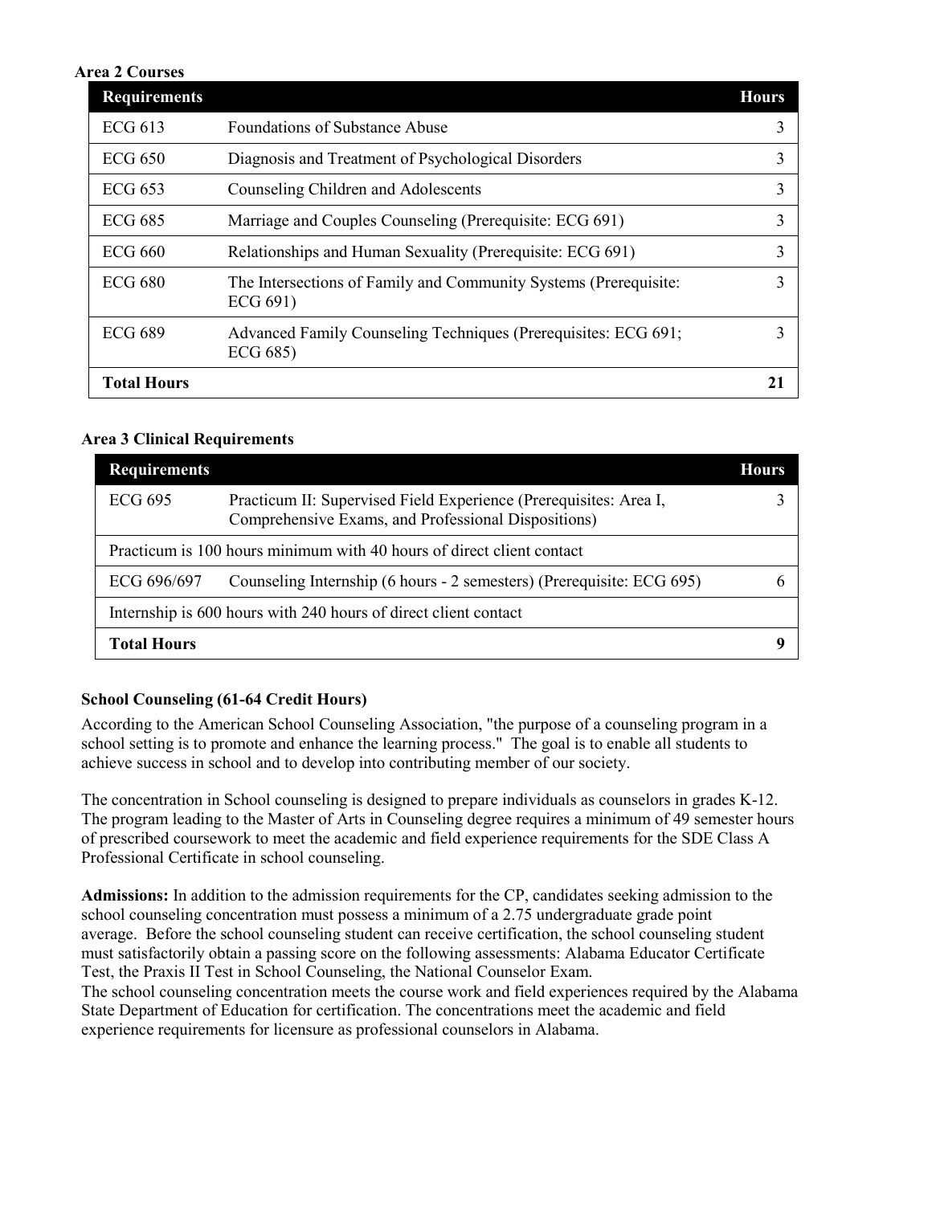**Area 2 Courses**

| Requirements | | Hours |
|---|---|---|
| ECG 613 | Foundations of Substance Abuse | 3 |
| ECG 650 | Diagnosis and Treatment of Psychological Disorders | 3 |
| ECG 653 | Counseling Children and Adolescents | 3 |
| ECG 685 | Marriage and Couples Counseling (Prerequisite: ECG 691) | 3 |
| ECG 660 | Relationships and Human Sexuality (Prerequisite: ECG 691) | 3 |
| ECG 680 | The Intersections of Family and Community Systems (Prerequisite: ECG 691) | 3 |
| ECG 689 | Advanced Family Counseling Techniques (Prerequisites: ECG 691; ECG 685) | 3 |
| **Total Hours** | | **21** |

**Area 3 Clinical Requirements**

| Requirements | | Hours |
|---|---|---|
| ECG 695 | Practicum II: Supervised Field Experience (Prerequisites: Area I, Comprehensive Exams, and Professional Dispositions) | 3 |
| Practicum is 100 hours minimum with 40 hours of direct client contact | | |
| ECG 696/697 | Counseling Internship (6 hours - 2 semesters) (Prerequisite: ECG 695) | 6 |
| Internship is 600 hours with 240 hours of direct client contact | | |
| **Total Hours** | | **9** |

**School Counseling (61-64 Credit Hours)**

According to the American School Counseling Association, "the purpose of a counseling program in a school setting is to promote and enhance the learning process." The goal is to enable all students to achieve success in school and to develop into contributing member of our society.

The concentration in School counseling is designed to prepare individuals as counselors in grades K-12. The program leading to the Master of Arts in Counseling degree requires a minimum of 49 semester hours of prescribed coursework to meet the academic and field experience requirements for the SDE Class A Professional Certificate in school counseling.

**Admissions:** In addition to the admission requirements for the CP, candidates seeking admission to the school counseling concentration must possess a minimum of a 2.75 undergraduate grade point average. Before the school counseling student can receive certification, the school counseling student must satisfactorily obtain a passing score on the following assessments: Alabama Educator Certificate Test, the Praxis II Test in School Counseling, the National Counselor Exam.
The school counseling concentration meets the course work and field experiences required by the Alabama State Department of Education for certification. The concentrations meet the academic and field experience requirements for licensure as professional counselors in Alabama.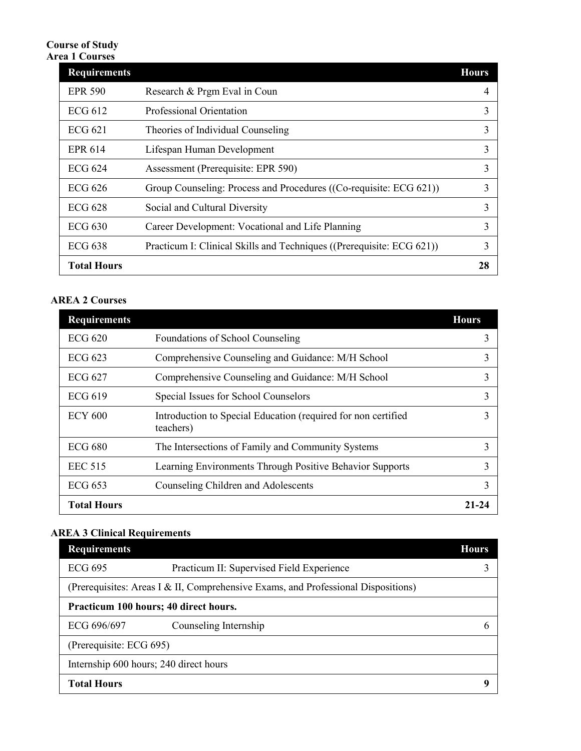**Course of Study**
**Area 1 Courses**

| Requirements | | Hours |
|---|---|---|
| EPR 590 | Research & Prgm Eval in Coun | 4 |
| ECG 612 | Professional Orientation | 3 |
| ECG 621 | Theories of Individual Counseling | 3 |
| EPR 614 | Lifespan Human Development | 3 |
| ECG 624 | Assessment (Prerequisite: EPR 590) | 3 |
| ECG 626 | Group Counseling: Process and Procedures ((Co-requisite: ECG 621)) | 3 |
| ECG 628 | Social and Cultural Diversity | 3 |
| ECG 630 | Career Development: Vocational and Life Planning | 3 |
| ECG 638 | Practicum I: Clinical Skills and Techniques ((Prerequisite: ECG 621)) | 3 |
| **Total Hours** | | **28** |

**AREA 2 Courses**

| Requirements | | Hours |
|---|---|---|
| ECG 620 | Foundations of School Counseling | 3 |
| ECG 623 | Comprehensive Counseling and Guidance: M/H School | 3 |
| ECG 627 | Comprehensive Counseling and Guidance: M/H School | 3 |
| ECG 619 | Special Issues for School Counselors | 3 |
| ECY 600 | Introduction to Special Education (required for non certified teachers) | 3 |
| ECG 680 | The Intersections of Family and Community Systems | 3 |
| EEC 515 | Learning Environments Through Positive Behavior Supports | 3 |
| ECG 653 | Counseling Children and Adolescents | 3 |
| **Total Hours** | | **21-24** |

**AREA 3 Clinical Requirements**

| Requirements | | Hours |
|---|---|---|
| ECG 695 | Practicum II: Supervised Field Experience | 3 |
| (Prerequisites: Areas I & II, Comprehensive Exams, and Professional Dispositions) | | |
| **Practicum 100 hours; 40 direct hours.** | | |
| ECG 696/697 | Counseling Internship | 6 |
| (Prerequisite: ECG 695) | | |
| Internship 600 hours; 240 direct hours | | |
| **Total Hours** | | **9** |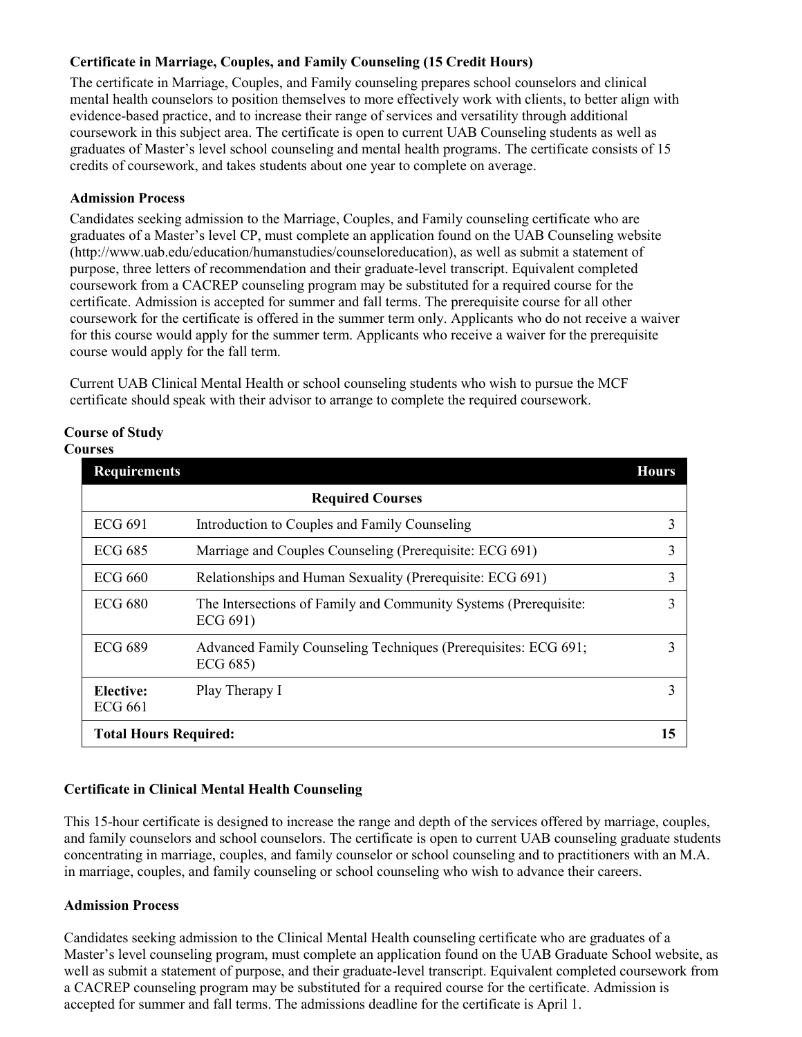**Certificate in Marriage, Couples, and Family Counseling (15 Credit Hours)**

The certificate in Marriage, Couples, and Family counseling prepares school counselors and clinical mental health counselors to position themselves to more effectively work with clients, to better align with evidence-based practice, and to increase their range of services and versatility through additional coursework in this subject area. The certificate is open to current UAB Counseling students as well as graduates of Master's level school counseling and mental health programs. The certificate consists of 15 credits of coursework, and takes students about one year to complete on average.

**Admission Process**

Candidates seeking admission to the Marriage, Couples, and Family counseling certificate who are graduates of a Master's level CP, must complete an application found on the UAB Counseling website (http://www.uab.edu/education/humanstudies/counseloreducation), as well as submit a statement of purpose, three letters of recommendation and their graduate-level transcript. Equivalent completed coursework from a CACREP counseling program may be substituted for a required course for the certificate. Admission is accepted for summer and fall terms. The prerequisite course for all other coursework for the certificate is offered in the summer term only. Applicants who do not receive a waiver for this course would apply for the summer term. Applicants who receive a waiver for the prerequisite course would apply for the fall term.

Current UAB Clinical Mental Health or school counseling students who wish to pursue the MCF certificate should speak with their advisor to arrange to complete the required coursework.

**Course of Study**

**Courses**

| Requirements | | Hours |
|---|---|---|
| | **Required Courses** | |
| ECG 691 | Introduction to Couples and Family Counseling | 3 |
| ECG 685 | Marriage and Couples Counseling (Prerequisite: ECG 691) | 3 |
| ECG 660 | Relationships and Human Sexuality (Prerequisite: ECG 691) | 3 |
| ECG 680 | The Intersections of Family and Community Systems (Prerequisite: ECG 691) | 3 |
| ECG 689 | Advanced Family Counseling Techniques (Prerequisites: ECG 691; ECG 685) | 3 |
| **Elective:** ECG 661 | Play Therapy I | 3 |
| **Total Hours Required:** | | **15** |

**Certificate in Clinical Mental Health Counseling**

This 15-hour certificate is designed to increase the range and depth of the services offered by marriage, couples, and family counselors and school counselors. The certificate is open to current UAB counseling graduate students concentrating in marriage, couples, and family counselor or school counseling and to practitioners with an M.A. in marriage, couples, and family counseling or school counseling who wish to advance their careers.

**Admission Process**

Candidates seeking admission to the Clinical Mental Health counseling certificate who are graduates of a Master's level counseling program, must complete an application found on the UAB Graduate School website, as well as submit a statement of purpose, and their graduate-level transcript. Equivalent completed coursework from a CACREP counseling program may be substituted for a required course for the certificate. Admission is accepted for summer and fall terms. The admissions deadline for the certificate is April 1.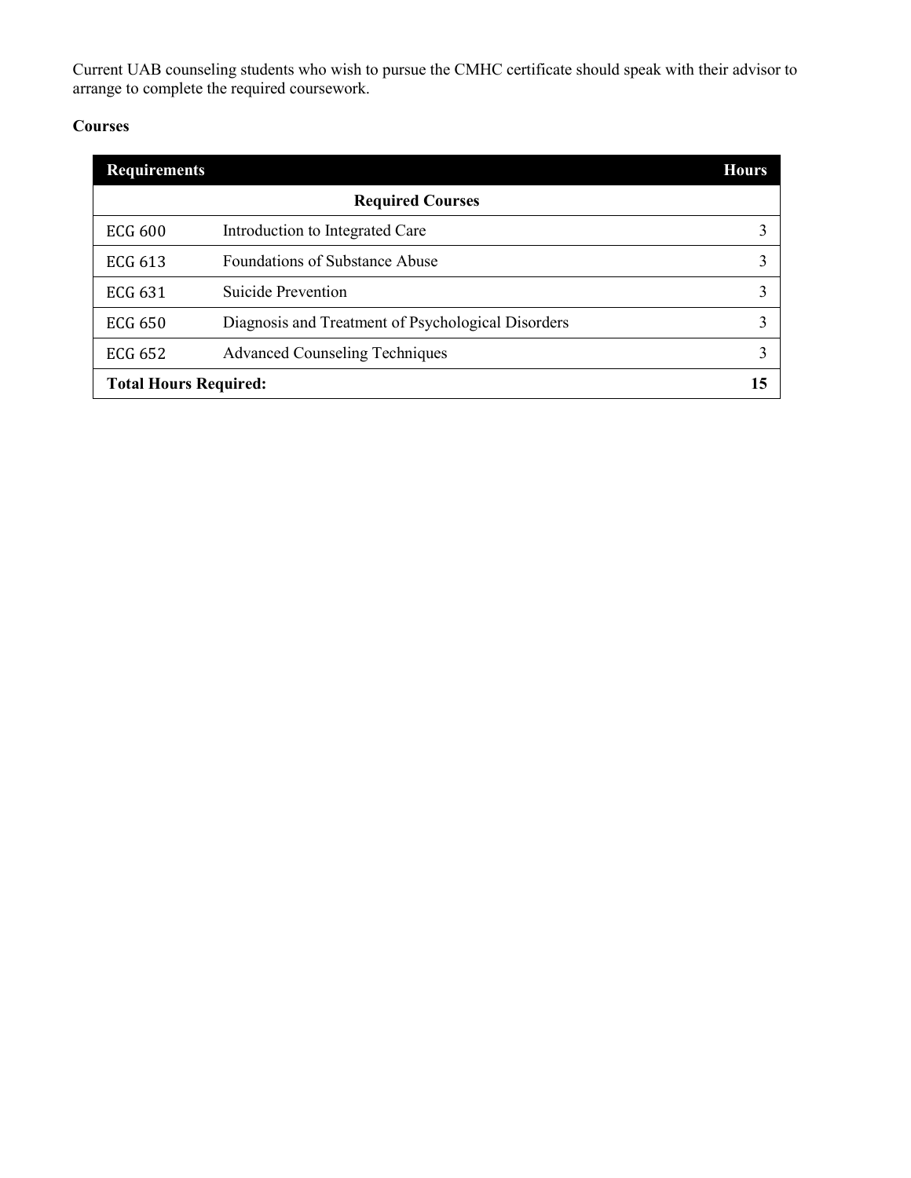Current UAB counseling students who wish to pursue the CMHC certificate should speak with their advisor to arrange to complete the required coursework.

**Courses**

| Requirements | | Hours |
|---|---|---|
| **Required Courses** | | |
| ECG 600 | Introduction to Integrated Care | 3 |
| ECG 613 | Foundations of Substance Abuse | 3 |
| ECG 631 | Suicide Prevention | 3 |
| ECG 650 | Diagnosis and Treatment of Psychological Disorders | 3 |
| ECG 652 | Advanced Counseling Techniques | 3 |
| **Total Hours Required:** | | **15** |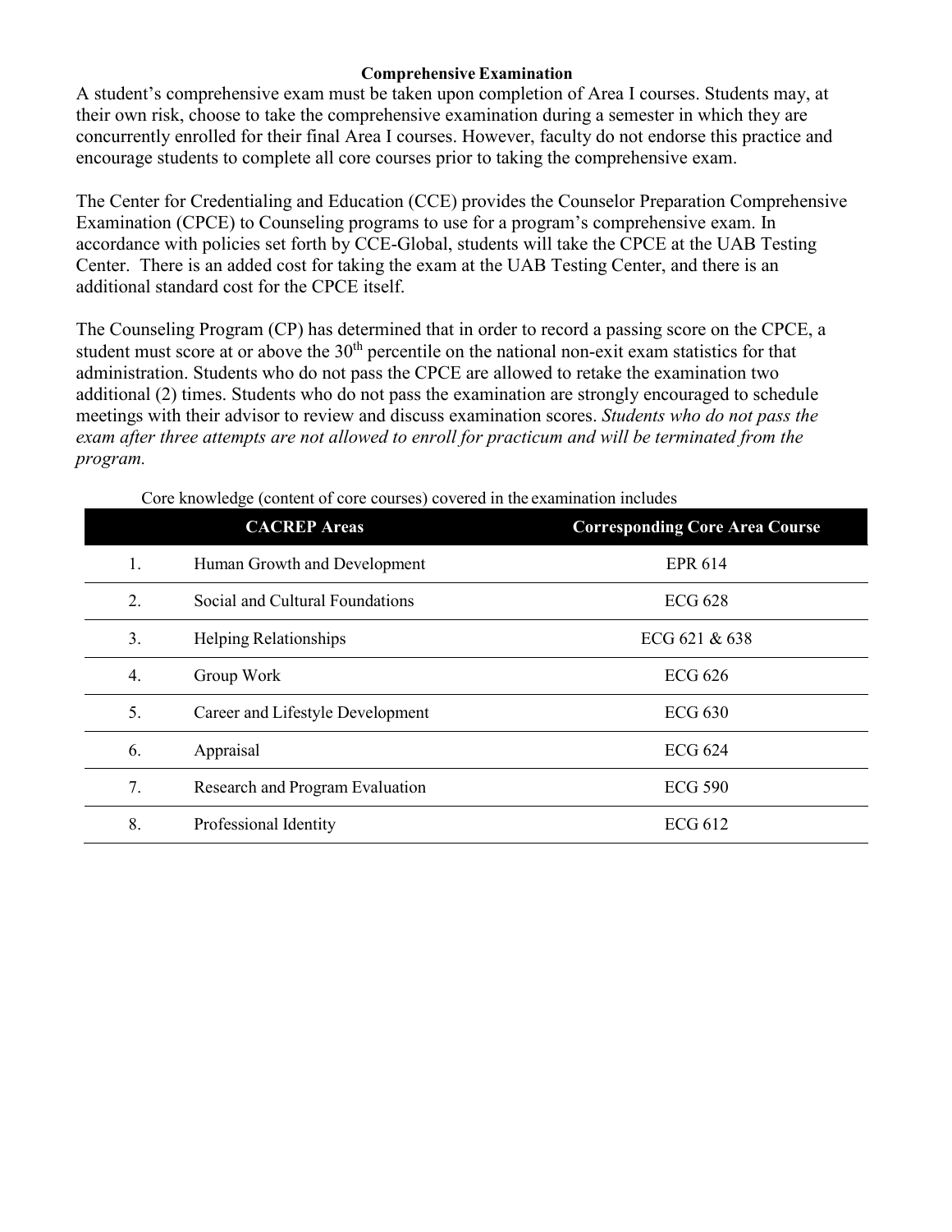## Comprehensive Examination

A student's comprehensive exam must be taken upon completion of Area I courses. Students may, at their own risk, choose to take the comprehensive examination during a semester in which they are concurrently enrolled for their final Area I courses. However, faculty do not endorse this practice and encourage students to complete all core courses prior to taking the comprehensive exam.

The Center for Credentialing and Education (CCE) provides the Counselor Preparation Comprehensive Examination (CPCE) to Counseling programs to use for a program's comprehensive exam. In accordance with policies set forth by CCE-Global, students will take the CPCE at the UAB Testing Center. There is an added cost for taking the exam at the UAB Testing Center, and there is an additional standard cost for the CPCE itself.

The Counseling Program (CP) has determined that in order to record a passing score on the CPCE, a student must score at or above the 30th percentile on the national non-exit exam statistics for that administration. Students who do not pass the CPCE are allowed to retake the examination two additional (2) times. Students who do not pass the examination are strongly encouraged to schedule meetings with their advisor to review and discuss examination scores. *Students who do not pass the exam after three attempts are not allowed to enroll for practicum and will be terminated from the program.*

Core knowledge (content of core courses) covered in the examination includes

| | CACREP Areas | Corresponding Core Area Course |
|---|---|---|
| 1. | Human Growth and Development | EPR 614 |
| 2. | Social and Cultural Foundations | ECG 628 |
| 3. | Helping Relationships | ECG 621 & 638 |
| 4. | Group Work | ECG 626 |
| 5. | Career and Lifestyle Development | ECG 630 |
| 6. | Appraisal | ECG 624 |
| 7. | Research and Program Evaluation | ECG 590 |
| 8. | Professional Identity | ECG 612 |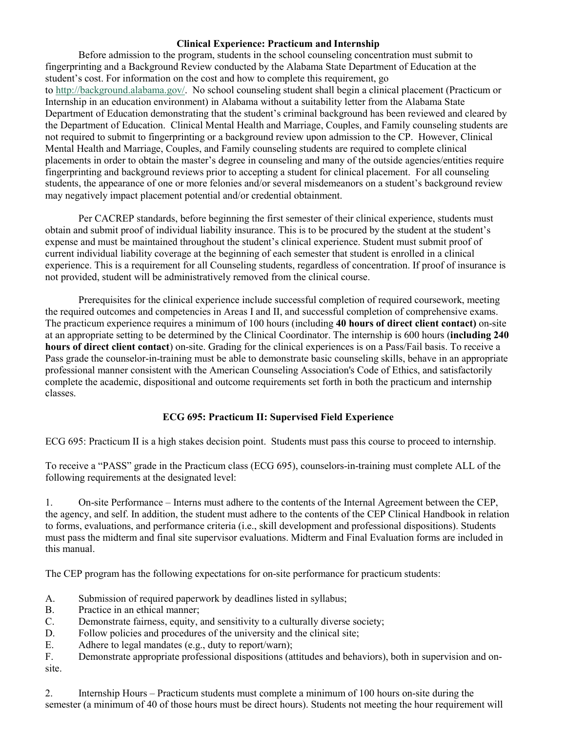## Clinical Experience: Practicum and Internship

Before admission to the program, students in the school counseling concentration must submit to fingerprinting and a Background Review conducted by the Alabama State Department of Education at the student's cost. For information on the cost and how to complete this requirement, go to http://background.alabama.gov/. No school counseling student shall begin a clinical placement (Practicum or Internship in an education environment) in Alabama without a suitability letter from the Alabama State Department of Education demonstrating that the student's criminal background has been reviewed and cleared by the Department of Education. Clinical Mental Health and Marriage, Couples, and Family counseling students are not required to submit to fingerprinting or a background review upon admission to the CP. However, Clinical Mental Health and Marriage, Couples, and Family counseling students are required to complete clinical placements in order to obtain the master's degree in counseling and many of the outside agencies/entities require fingerprinting and background reviews prior to accepting a student for clinical placement. For all counseling students, the appearance of one or more felonies and/or several misdemeanors on a student's background review may negatively impact placement potential and/or credential obtainment.

Per CACREP standards, before beginning the first semester of their clinical experience, students must obtain and submit proof of individual liability insurance. This is to be procured by the student at the student's expense and must be maintained throughout the student's clinical experience. Student must submit proof of current individual liability coverage at the beginning of each semester that student is enrolled in a clinical experience. This is a requirement for all Counseling students, regardless of concentration. If proof of insurance is not provided, student will be administratively removed from the clinical course.

Prerequisites for the clinical experience include successful completion of required coursework, meeting the required outcomes and competencies in Areas I and II, and successful completion of comprehensive exams. The practicum experience requires a minimum of 100 hours (including **40 hours of direct client contact)** on-site at an appropriate setting to be determined by the Clinical Coordinator. The internship is 600 hours (**including 240 hours of direct client contact**) on-site. Grading for the clinical experiences is on a Pass/Fail basis. To receive a Pass grade the counselor-in-training must be able to demonstrate basic counseling skills, behave in an appropriate professional manner consistent with the American Counseling Association's Code of Ethics, and satisfactorily complete the academic, dispositional and outcome requirements set forth in both the practicum and internship classes.

## ECG 695: Practicum II: Supervised Field Experience

ECG 695: Practicum II is a high stakes decision point. Students must pass this course to proceed to internship.

To receive a "PASS" grade in the Practicum class (ECG 695), counselors-in-training must complete ALL of the following requirements at the designated level:

1. On-site Performance – Interns must adhere to the contents of the Internal Agreement between the CEP, the agency, and self. In addition, the student must adhere to the contents of the CEP Clinical Handbook in relation to forms, evaluations, and performance criteria (i.e., skill development and professional dispositions). Students must pass the midterm and final site supervisor evaluations. Midterm and Final Evaluation forms are included in this manual.

The CEP program has the following expectations for on-site performance for practicum students:

A. Submission of required paperwork by deadlines listed in syllabus;
B. Practice in an ethical manner;
C. Demonstrate fairness, equity, and sensitivity to a culturally diverse society;
D. Follow policies and procedures of the university and the clinical site;
E. Adhere to legal mandates (e.g., duty to report/warn);
F. Demonstrate appropriate professional dispositions (attitudes and behaviors), both in supervision and on-site.

2. Internship Hours – Practicum students must complete a minimum of 100 hours on-site during the semester (a minimum of 40 of those hours must be direct hours). Students not meeting the hour requirement will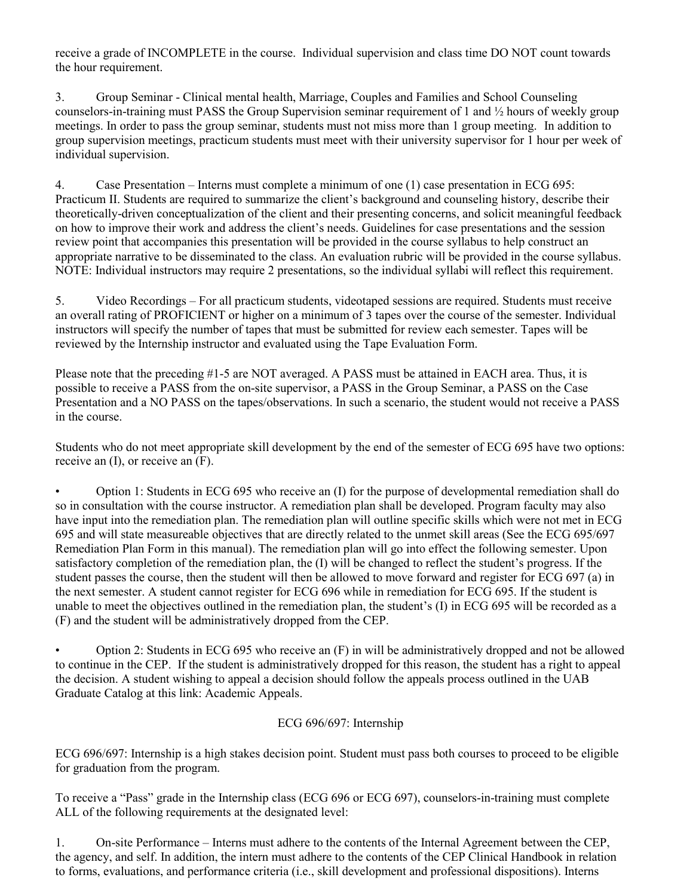receive a grade of INCOMPLETE in the course. Individual supervision and class time DO NOT count towards the hour requirement.

3. Group Seminar - Clinical mental health, Marriage, Couples and Families and School Counseling counselors-in-training must PASS the Group Supervision seminar requirement of 1 and ½ hours of weekly group meetings. In order to pass the group seminar, students must not miss more than 1 group meeting. In addition to group supervision meetings, practicum students must meet with their university supervisor for 1 hour per week of individual supervision.

4. Case Presentation – Interns must complete a minimum of one (1) case presentation in ECG 695: Practicum II. Students are required to summarize the client's background and counseling history, describe their theoretically-driven conceptualization of the client and their presenting concerns, and solicit meaningful feedback on how to improve their work and address the client's needs. Guidelines for case presentations and the session review point that accompanies this presentation will be provided in the course syllabus to help construct an appropriate narrative to be disseminated to the class. An evaluation rubric will be provided in the course syllabus. NOTE: Individual instructors may require 2 presentations, so the individual syllabi will reflect this requirement.

5. Video Recordings – For all practicum students, videotaped sessions are required. Students must receive an overall rating of PROFICIENT or higher on a minimum of 3 tapes over the course of the semester. Individual instructors will specify the number of tapes that must be submitted for review each semester. Tapes will be reviewed by the Internship instructor and evaluated using the Tape Evaluation Form.

Please note that the preceding #1-5 are NOT averaged. A PASS must be attained in EACH area. Thus, it is possible to receive a PASS from the on-site supervisor, a PASS in the Group Seminar, a PASS on the Case Presentation and a NO PASS on the tapes/observations. In such a scenario, the student would not receive a PASS in the course.

Students who do not meet appropriate skill development by the end of the semester of ECG 695 have two options: receive an (I), or receive an (F).

- Option 1: Students in ECG 695 who receive an (I) for the purpose of developmental remediation shall do so in consultation with the course instructor. A remediation plan shall be developed. Program faculty may also have input into the remediation plan. The remediation plan will outline specific skills which were not met in ECG 695 and will state measureable objectives that are directly related to the unmet skill areas (See the ECG 695/697 Remediation Plan Form in this manual). The remediation plan will go into effect the following semester. Upon satisfactory completion of the remediation plan, the (I) will be changed to reflect the student's progress. If the student passes the course, then the student will then be allowed to move forward and register for ECG 697 (a) in the next semester. A student cannot register for ECG 696 while in remediation for ECG 695. If the student is unable to meet the objectives outlined in the remediation plan, the student's (I) in ECG 695 will be recorded as a (F) and the student will be administratively dropped from the CEP.

- Option 2: Students in ECG 695 who receive an (F) in will be administratively dropped and not be allowed to continue in the CEP. If the student is administratively dropped for this reason, the student has a right to appeal the decision. A student wishing to appeal a decision should follow the appeals process outlined in the UAB Graduate Catalog at this link: Academic Appeals.

## ECG 696/697: Internship

ECG 696/697: Internship is a high stakes decision point. Student must pass both courses to proceed to be eligible for graduation from the program.

To receive a "Pass" grade in the Internship class (ECG 696 or ECG 697), counselors-in-training must complete ALL of the following requirements at the designated level:

1. On-site Performance – Interns must adhere to the contents of the Internal Agreement between the CEP, the agency, and self. In addition, the intern must adhere to the contents of the CEP Clinical Handbook in relation to forms, evaluations, and performance criteria (i.e., skill development and professional dispositions). Interns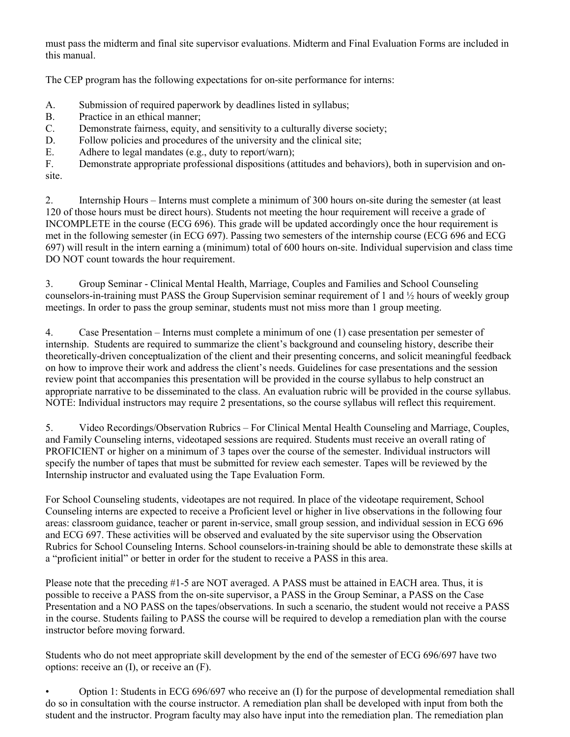must pass the midterm and final site supervisor evaluations. Midterm and Final Evaluation Forms are included in this manual.

The CEP program has the following expectations for on-site performance for interns:

A. Submission of required paperwork by deadlines listed in syllabus;
B. Practice in an ethical manner;
C. Demonstrate fairness, equity, and sensitivity to a culturally diverse society;
D. Follow policies and procedures of the university and the clinical site;
E. Adhere to legal mandates (e.g., duty to report/warn);
F. Demonstrate appropriate professional dispositions (attitudes and behaviors), both in supervision and on-site.

2. Internship Hours – Interns must complete a minimum of 300 hours on-site during the semester (at least 120 of those hours must be direct hours). Students not meeting the hour requirement will receive a grade of INCOMPLETE in the course (ECG 696). This grade will be updated accordingly once the hour requirement is met in the following semester (in ECG 697). Passing two semesters of the internship course (ECG 696 and ECG 697) will result in the intern earning a (minimum) total of 600 hours on-site. Individual supervision and class time DO NOT count towards the hour requirement.

3. Group Seminar - Clinical Mental Health, Marriage, Couples and Families and School Counseling counselors-in-training must PASS the Group Supervision seminar requirement of 1 and ½ hours of weekly group meetings. In order to pass the group seminar, students must not miss more than 1 group meeting.

4. Case Presentation – Interns must complete a minimum of one (1) case presentation per semester of internship. Students are required to summarize the client's background and counseling history, describe their theoretically-driven conceptualization of the client and their presenting concerns, and solicit meaningful feedback on how to improve their work and address the client's needs. Guidelines for case presentations and the session review point that accompanies this presentation will be provided in the course syllabus to help construct an appropriate narrative to be disseminated to the class. An evaluation rubric will be provided in the course syllabus. NOTE: Individual instructors may require 2 presentations, so the course syllabus will reflect this requirement.

5. Video Recordings/Observation Rubrics – For Clinical Mental Health Counseling and Marriage, Couples, and Family Counseling interns, videotaped sessions are required. Students must receive an overall rating of PROFICIENT or higher on a minimum of 3 tapes over the course of the semester. Individual instructors will specify the number of tapes that must be submitted for review each semester. Tapes will be reviewed by the Internship instructor and evaluated using the Tape Evaluation Form.

For School Counseling students, videotapes are not required. In place of the videotape requirement, School Counseling interns are expected to receive a Proficient level or higher in live observations in the following four areas: classroom guidance, teacher or parent in-service, small group session, and individual session in ECG 696 and ECG 697. These activities will be observed and evaluated by the site supervisor using the Observation Rubrics for School Counseling Interns. School counselors-in-training should be able to demonstrate these skills at a "proficient initial" or better in order for the student to receive a PASS in this area.

Please note that the preceding #1-5 are NOT averaged. A PASS must be attained in EACH area. Thus, it is possible to receive a PASS from the on-site supervisor, a PASS in the Group Seminar, a PASS on the Case Presentation and a NO PASS on the tapes/observations. In such a scenario, the student would not receive a PASS in the course. Students failing to PASS the course will be required to develop a remediation plan with the course instructor before moving forward.

Students who do not meet appropriate skill development by the end of the semester of ECG 696/697 have two options: receive an (I), or receive an (F).

- Option 1: Students in ECG 696/697 who receive an (I) for the purpose of developmental remediation shall do so in consultation with the course instructor. A remediation plan shall be developed with input from both the student and the instructor. Program faculty may also have input into the remediation plan. The remediation plan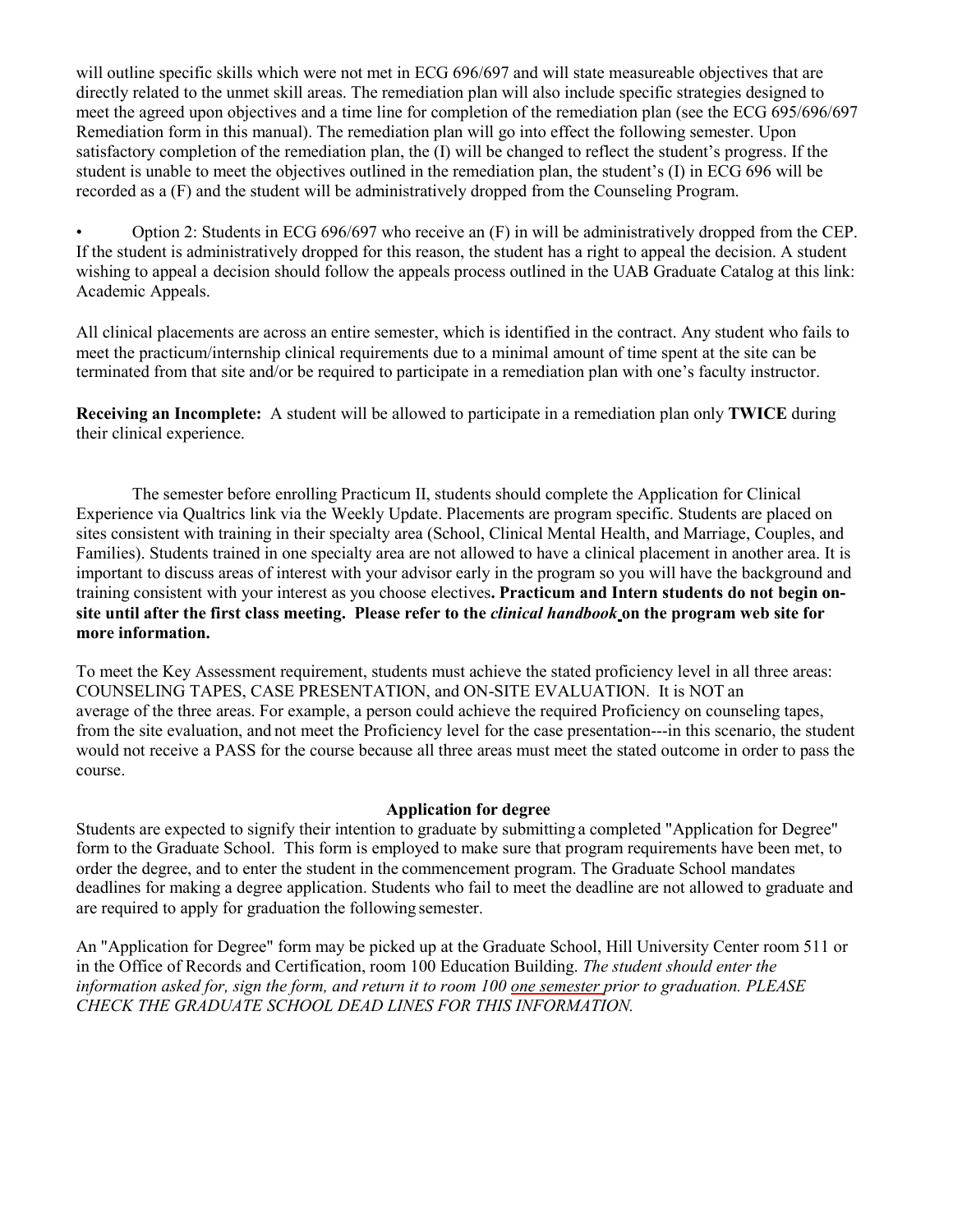will outline specific skills which were not met in ECG 696/697 and will state measureable objectives that are directly related to the unmet skill areas. The remediation plan will also include specific strategies designed to meet the agreed upon objectives and a time line for completion of the remediation plan (see the ECG 695/696/697 Remediation form in this manual). The remediation plan will go into effect the following semester. Upon satisfactory completion of the remediation plan, the (I) will be changed to reflect the student's progress. If the student is unable to meet the objectives outlined in the remediation plan, the student's (I) in ECG 696 will be recorded as a (F) and the student will be administratively dropped from the Counseling Program.

- Option 2: Students in ECG 696/697 who receive an (F) in will be administratively dropped from the CEP. If the student is administratively dropped for this reason, the student has a right to appeal the decision. A student wishing to appeal a decision should follow the appeals process outlined in the UAB Graduate Catalog at this link: Academic Appeals.

All clinical placements are across an entire semester, which is identified in the contract. Any student who fails to meet the practicum/internship clinical requirements due to a minimal amount of time spent at the site can be terminated from that site and/or be required to participate in a remediation plan with one's faculty instructor.

**Receiving an Incomplete:** A student will be allowed to participate in a remediation plan only **TWICE** during their clinical experience.

The semester before enrolling Practicum II, students should complete the Application for Clinical Experience via Qualtrics link via the Weekly Update. Placements are program specific. Students are placed on sites consistent with training in their specialty area (School, Clinical Mental Health, and Marriage, Couples, and Families). Students trained in one specialty area are not allowed to have a clinical placement in another area. It is important to discuss areas of interest with your advisor early in the program so you will have the background and training consistent with your interest as you choose electives**. Practicum and Intern students do not begin on-site until after the first class meeting. Please refer to the *clinical handbook* on the program web site for more information.**

To meet the Key Assessment requirement, students must achieve the stated proficiency level in all three areas: COUNSELING TAPES, CASE PRESENTATION, and ON-SITE EVALUATION. It is NOT an average of the three areas. For example, a person could achieve the required Proficiency on counseling tapes, from the site evaluation, and not meet the Proficiency level for the case presentation---in this scenario, the student would not receive a PASS for the course because all three areas must meet the stated outcome in order to pass the course.

### Application for degree

Students are expected to signify their intention to graduate by submitting a completed "Application for Degree" form to the Graduate School. This form is employed to make sure that program requirements have been met, to order the degree, and to enter the student in the commencement program. The Graduate School mandates deadlines for making a degree application. Students who fail to meet the deadline are not allowed to graduate and are required to apply for graduation the following semester.

An "Application for Degree" form may be picked up at the Graduate School, Hill University Center room 511 or in the Office of Records and Certification, room 100 Education Building. *The student should enter the information asked for, sign the form, and return it to room 100 one semester prior to graduation. PLEASE CHECK THE GRADUATE SCHOOL DEAD LINES FOR THIS INFORMATION.*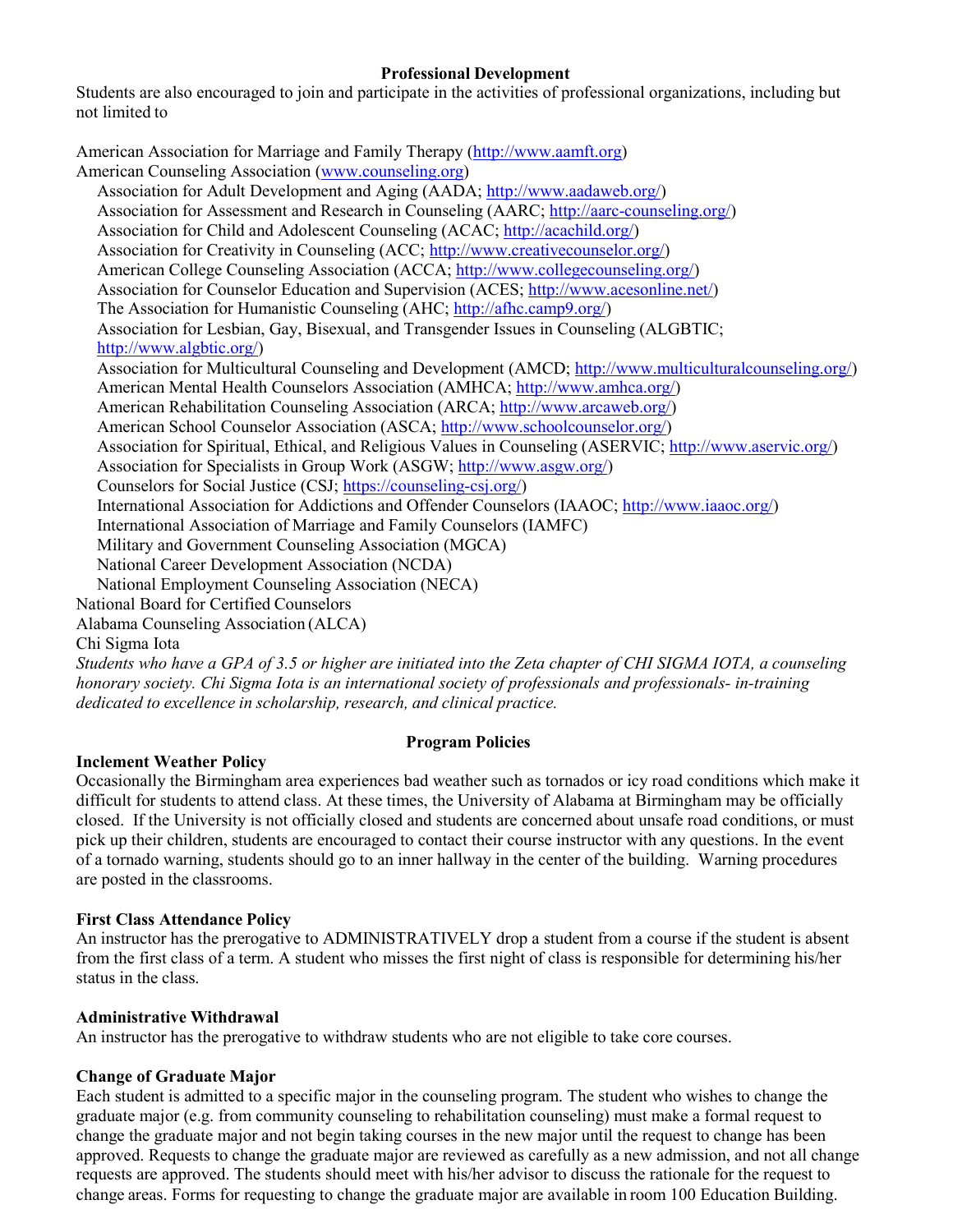## Professional Development

Students are also encouraged to join and participate in the activities of professional organizations, including but not limited to

American Association for Marriage and Family Therapy (http://www.aamft.org)
American Counseling Association (www.counseling.org)

- Association for Adult Development and Aging (AADA; http://www.aadaweb.org/)
- Association for Assessment and Research in Counseling (AARC; http://aarc-counseling.org/)
- Association for Child and Adolescent Counseling (ACAC; http://acachild.org/)
- Association for Creativity in Counseling (ACC; http://www.creativecounselor.org/)
- American College Counseling Association (ACCA; http://www.collegecounseling.org/)
- Association for Counselor Education and Supervision (ACES; http://www.acesonline.net/)
- The Association for Humanistic Counseling (AHC; http://afhc.camp9.org/)
- Association for Lesbian, Gay, Bisexual, and Transgender Issues in Counseling (ALGBTIC; http://www.algbtic.org/)
- Association for Multicultural Counseling and Development (AMCD; http://www.multiculturalcounseling.org/)
- American Mental Health Counselors Association (AMHCA; http://www.amhca.org/)
- American Rehabilitation Counseling Association (ARCA; http://www.arcaweb.org/)
- American School Counselor Association (ASCA; http://www.schoolcounselor.org/)
- Association for Spiritual, Ethical, and Religious Values in Counseling (ASERVIC; http://www.aservic.org/)
- Association for Specialists in Group Work (ASGW; http://www.asgw.org/)
- Counselors for Social Justice (CSJ; https://counseling-csj.org/)
- International Association for Addictions and Offender Counselors (IAAOC; http://www.iaaoc.org/)
- International Association of Marriage and Family Counselors (IAMFC)
- Military and Government Counseling Association (MGCA)
- National Career Development Association (NCDA)
- National Employment Counseling Association (NECA)

National Board for Certified Counselors
Alabama Counseling Association (ALCA)
Chi Sigma Iota

*Students who have a GPA of 3.5 or higher are initiated into the Zeta chapter of CHI SIGMA IOTA, a counseling honorary society. Chi Sigma Iota is an international society of professionals and professionals- in-training dedicated to excellence in scholarship, research, and clinical practice.*

## Program Policies

### Inclement Weather Policy

Occasionally the Birmingham area experiences bad weather such as tornados or icy road conditions which make it difficult for students to attend class. At these times, the University of Alabama at Birmingham may be officially closed. If the University is not officially closed and students are concerned about unsafe road conditions, or must pick up their children, students are encouraged to contact their course instructor with any questions. In the event of a tornado warning, students should go to an inner hallway in the center of the building. Warning procedures are posted in the classrooms.

### First Class Attendance Policy

An instructor has the prerogative to ADMINISTRATIVELY drop a student from a course if the student is absent from the first class of a term. A student who misses the first night of class is responsible for determining his/her status in the class.

### Administrative Withdrawal

An instructor has the prerogative to withdraw students who are not eligible to take core courses.

### Change of Graduate Major

Each student is admitted to a specific major in the counseling program. The student who wishes to change the graduate major (e.g. from community counseling to rehabilitation counseling) must make a formal request to change the graduate major and not begin taking courses in the new major until the request to change has been approved. Requests to change the graduate major are reviewed as carefully as a new admission, and not all change requests are approved. The students should meet with his/her advisor to discuss the rationale for the request to change areas. Forms for requesting to change the graduate major are available in room 100 Education Building.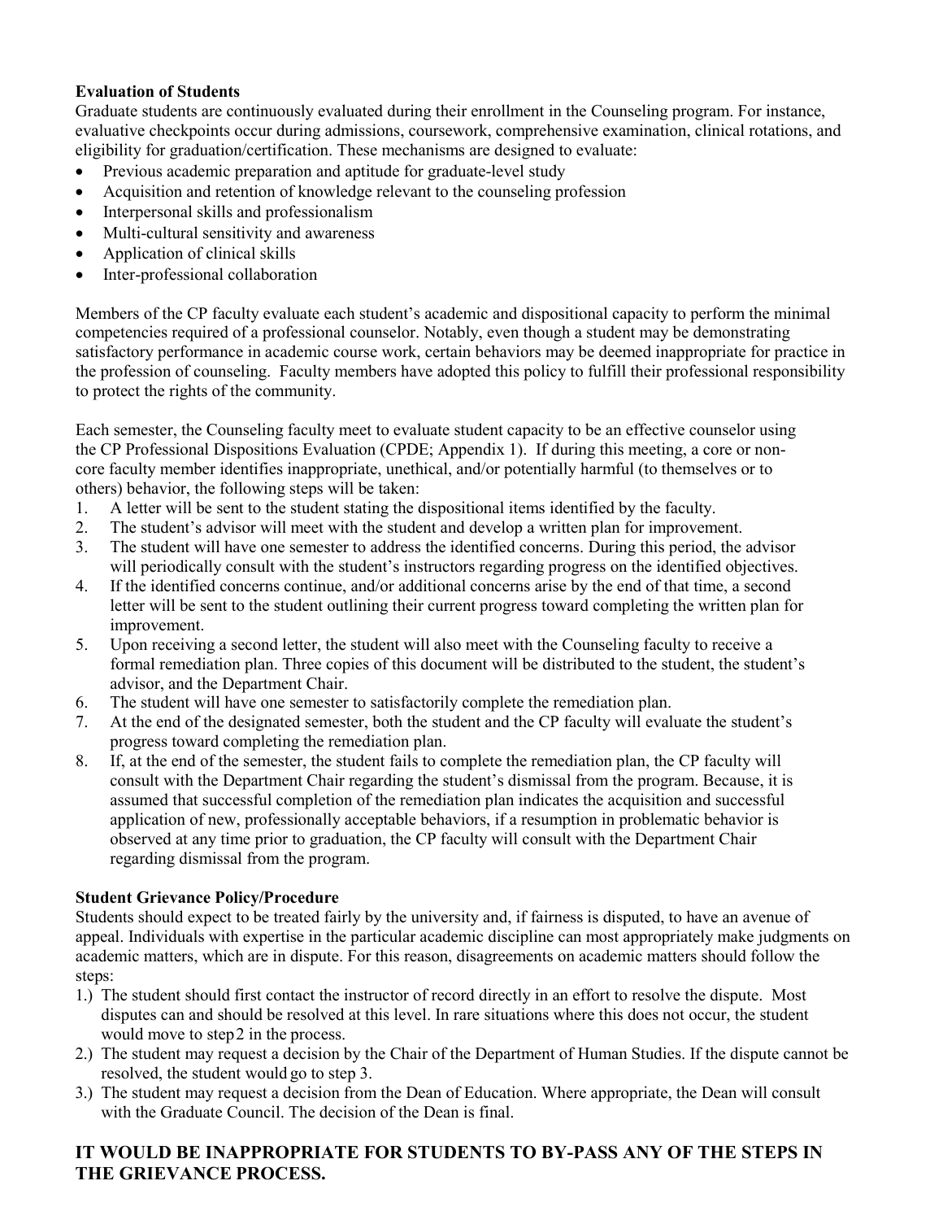**Evaluation of Students**

Graduate students are continuously evaluated during their enrollment in the Counseling program. For instance, evaluative checkpoints occur during admissions, coursework, comprehensive examination, clinical rotations, and eligibility for graduation/certification. These mechanisms are designed to evaluate:

- Previous academic preparation and aptitude for graduate-level study
- Acquisition and retention of knowledge relevant to the counseling profession
- Interpersonal skills and professionalism
- Multi-cultural sensitivity and awareness
- Application of clinical skills
- Inter-professional collaboration

Members of the CP faculty evaluate each student's academic and dispositional capacity to perform the minimal competencies required of a professional counselor. Notably, even though a student may be demonstrating satisfactory performance in academic course work, certain behaviors may be deemed inappropriate for practice in the profession of counseling. Faculty members have adopted this policy to fulfill their professional responsibility to protect the rights of the community.

Each semester, the Counseling faculty meet to evaluate student capacity to be an effective counselor using the CP Professional Dispositions Evaluation (CPDE; Appendix 1). If during this meeting, a core or non-core faculty member identifies inappropriate, unethical, and/or potentially harmful (to themselves or to others) behavior, the following steps will be taken:

1. A letter will be sent to the student stating the dispositional items identified by the faculty.
2. The student's advisor will meet with the student and develop a written plan for improvement.
3. The student will have one semester to address the identified concerns. During this period, the advisor will periodically consult with the student's instructors regarding progress on the identified objectives.
4. If the identified concerns continue, and/or additional concerns arise by the end of that time, a second letter will be sent to the student outlining their current progress toward completing the written plan for improvement.
5. Upon receiving a second letter, the student will also meet with the Counseling faculty to receive a formal remediation plan. Three copies of this document will be distributed to the student, the student's advisor, and the Department Chair.
6. The student will have one semester to satisfactorily complete the remediation plan.
7. At the end of the designated semester, both the student and the CP faculty will evaluate the student's progress toward completing the remediation plan.
8. If, at the end of the semester, the student fails to complete the remediation plan, the CP faculty will consult with the Department Chair regarding the student's dismissal from the program. Because, it is assumed that successful completion of the remediation plan indicates the acquisition and successful application of new, professionally acceptable behaviors, if a resumption in problematic behavior is observed at any time prior to graduation, the CP faculty will consult with the Department Chair regarding dismissal from the program.

**Student Grievance Policy/Procedure**

Students should expect to be treated fairly by the university and, if fairness is disputed, to have an avenue of appeal. Individuals with expertise in the particular academic discipline can most appropriately make judgments on academic matters, which are in dispute. For this reason, disagreements on academic matters should follow the steps:

1.) The student should first contact the instructor of record directly in an effort to resolve the dispute. Most disputes can and should be resolved at this level. In rare situations where this does not occur, the student would move to step 2 in the process.

2.) The student may request a decision by the Chair of the Department of Human Studies. If the dispute cannot be resolved, the student would go to step 3.

3.) The student may request a decision from the Dean of Education. Where appropriate, the Dean will consult with the Graduate Council. The decision of the Dean is final.

## IT WOULD BE INAPPROPRIATE FOR STUDENTS TO BY-PASS ANY OF THE STEPS IN THE GRIEVANCE PROCESS.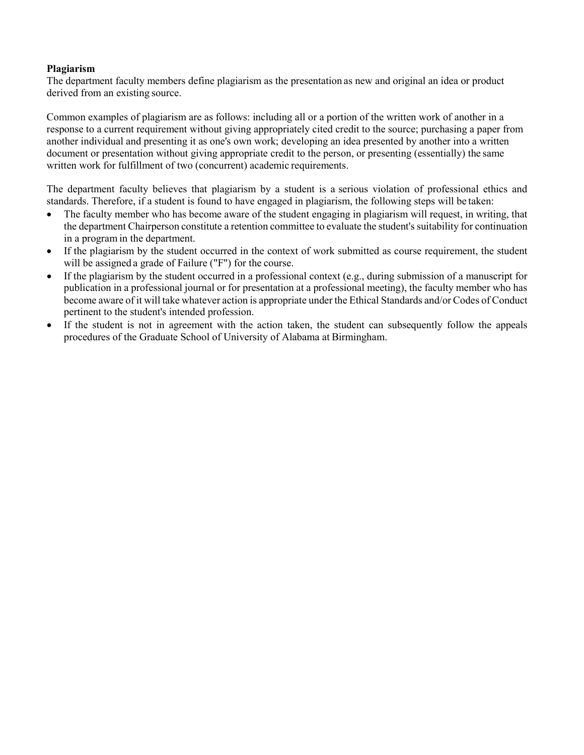**Plagiarism**

The department faculty members define plagiarism as the presentation as new and original an idea or product derived from an existing source.

Common examples of plagiarism are as follows: including all or a portion of the written work of another in a response to a current requirement without giving appropriately cited credit to the source; purchasing a paper from another individual and presenting it as one's own work; developing an idea presented by another into a written document or presentation without giving appropriate credit to the person, or presenting (essentially) the same written work for fulfillment of two (concurrent) academic requirements.

The department faculty believes that plagiarism by a student is a serious violation of professional ethics and standards. Therefore, if a student is found to have engaged in plagiarism, the following steps will be taken:

- The faculty member who has become aware of the student engaging in plagiarism will request, in writing, that the department Chairperson constitute a retention committee to evaluate the student's suitability for continuation in a program in the department.
- If the plagiarism by the student occurred in the context of work submitted as course requirement, the student will be assigned a grade of Failure ("F") for the course.
- If the plagiarism by the student occurred in a professional context (e.g., during submission of a manuscript for publication in a professional journal or for presentation at a professional meeting), the faculty member who has become aware of it will take whatever action is appropriate under the Ethical Standards and/or Codes of Conduct pertinent to the student's intended profession.
- If the student is not in agreement with the action taken, the student can subsequently follow the appeals procedures of the Graduate School of University of Alabama at Birmingham.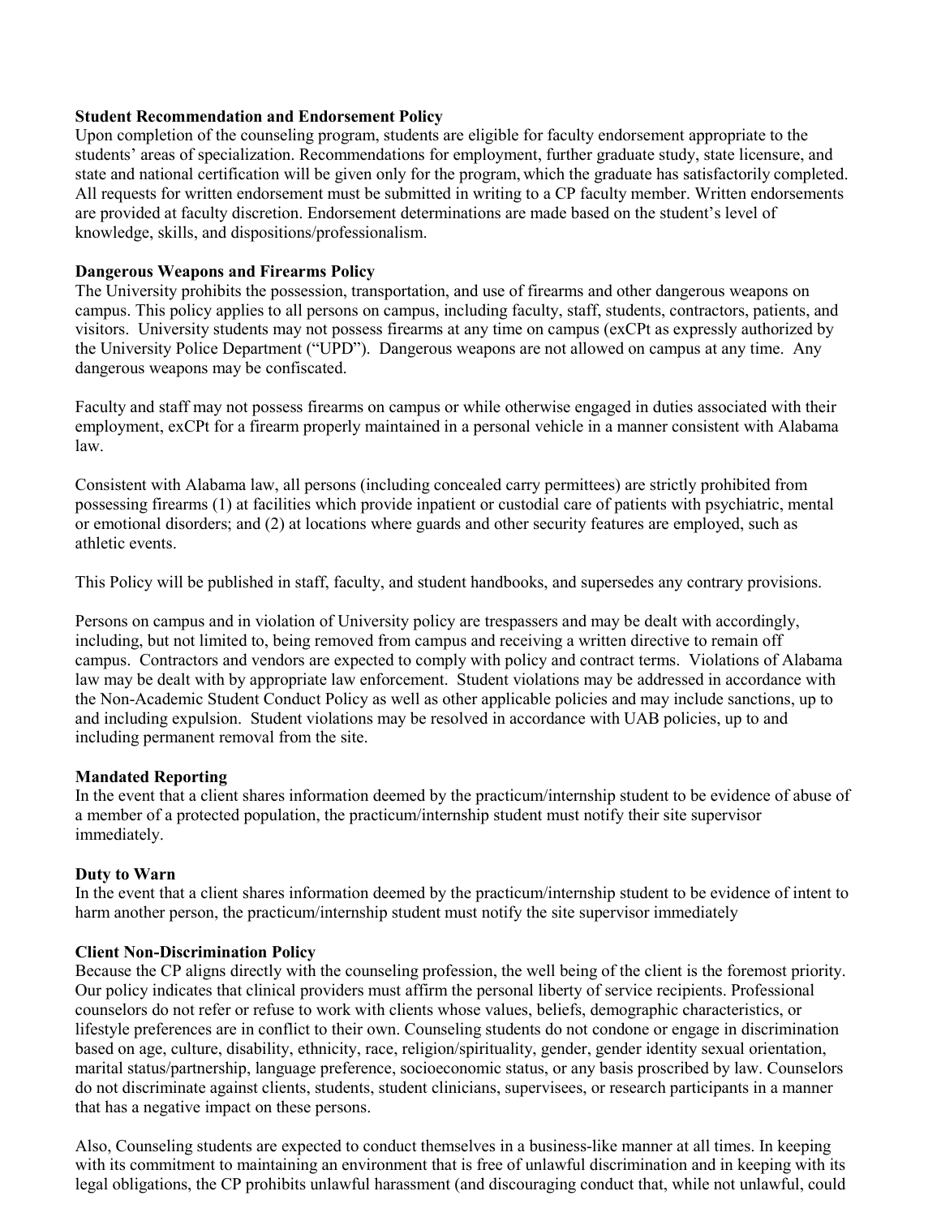**Student Recommendation and Endorsement Policy**
Upon completion of the counseling program, students are eligible for faculty endorsement appropriate to the students' areas of specialization. Recommendations for employment, further graduate study, state licensure, and state and national certification will be given only for the program, which the graduate has satisfactorily completed. All requests for written endorsement must be submitted in writing to a CP faculty member. Written endorsements are provided at faculty discretion. Endorsement determinations are made based on the student's level of knowledge, skills, and dispositions/professionalism.

**Dangerous Weapons and Firearms Policy**
The University prohibits the possession, transportation, and use of firearms and other dangerous weapons on campus. This policy applies to all persons on campus, including faculty, staff, students, contractors, patients, and visitors. University students may not possess firearms at any time on campus (exCPt as expressly authorized by the University Police Department ("UPD"). Dangerous weapons are not allowed on campus at any time. Any dangerous weapons may be confiscated.

Faculty and staff may not possess firearms on campus or while otherwise engaged in duties associated with their employment, exCPt for a firearm properly maintained in a personal vehicle in a manner consistent with Alabama law.

Consistent with Alabama law, all persons (including concealed carry permittees) are strictly prohibited from possessing firearms (1) at facilities which provide inpatient or custodial care of patients with psychiatric, mental or emotional disorders; and (2) at locations where guards and other security features are employed, such as athletic events.

This Policy will be published in staff, faculty, and student handbooks, and supersedes any contrary provisions.

Persons on campus and in violation of University policy are trespassers and may be dealt with accordingly, including, but not limited to, being removed from campus and receiving a written directive to remain off campus. Contractors and vendors are expected to comply with policy and contract terms. Violations of Alabama law may be dealt with by appropriate law enforcement. Student violations may be addressed in accordance with the Non-Academic Student Conduct Policy as well as other applicable policies and may include sanctions, up to and including expulsion. Student violations may be resolved in accordance with UAB policies, up to and including permanent removal from the site.

**Mandated Reporting**
In the event that a client shares information deemed by the practicum/internship student to be evidence of abuse of a member of a protected population, the practicum/internship student must notify their site supervisor immediately.

**Duty to Warn**
In the event that a client shares information deemed by the practicum/internship student to be evidence of intent to harm another person, the practicum/internship student must notify the site supervisor immediately

**Client Non-Discrimination Policy**
Because the CP aligns directly with the counseling profession, the well being of the client is the foremost priority. Our policy indicates that clinical providers must affirm the personal liberty of service recipients. Professional counselors do not refer or refuse to work with clients whose values, beliefs, demographic characteristics, or lifestyle preferences are in conflict to their own. Counseling students do not condone or engage in discrimination based on age, culture, disability, ethnicity, race, religion/spirituality, gender, gender identity sexual orientation, marital status/partnership, language preference, socioeconomic status, or any basis proscribed by law. Counselors do not discriminate against clients, students, student clinicians, supervisees, or research participants in a manner that has a negative impact on these persons.

Also, Counseling students are expected to conduct themselves in a business-like manner at all times. In keeping with its commitment to maintaining an environment that is free of unlawful discrimination and in keeping with its legal obligations, the CP prohibits unlawful harassment (and discouraging conduct that, while not unlawful, could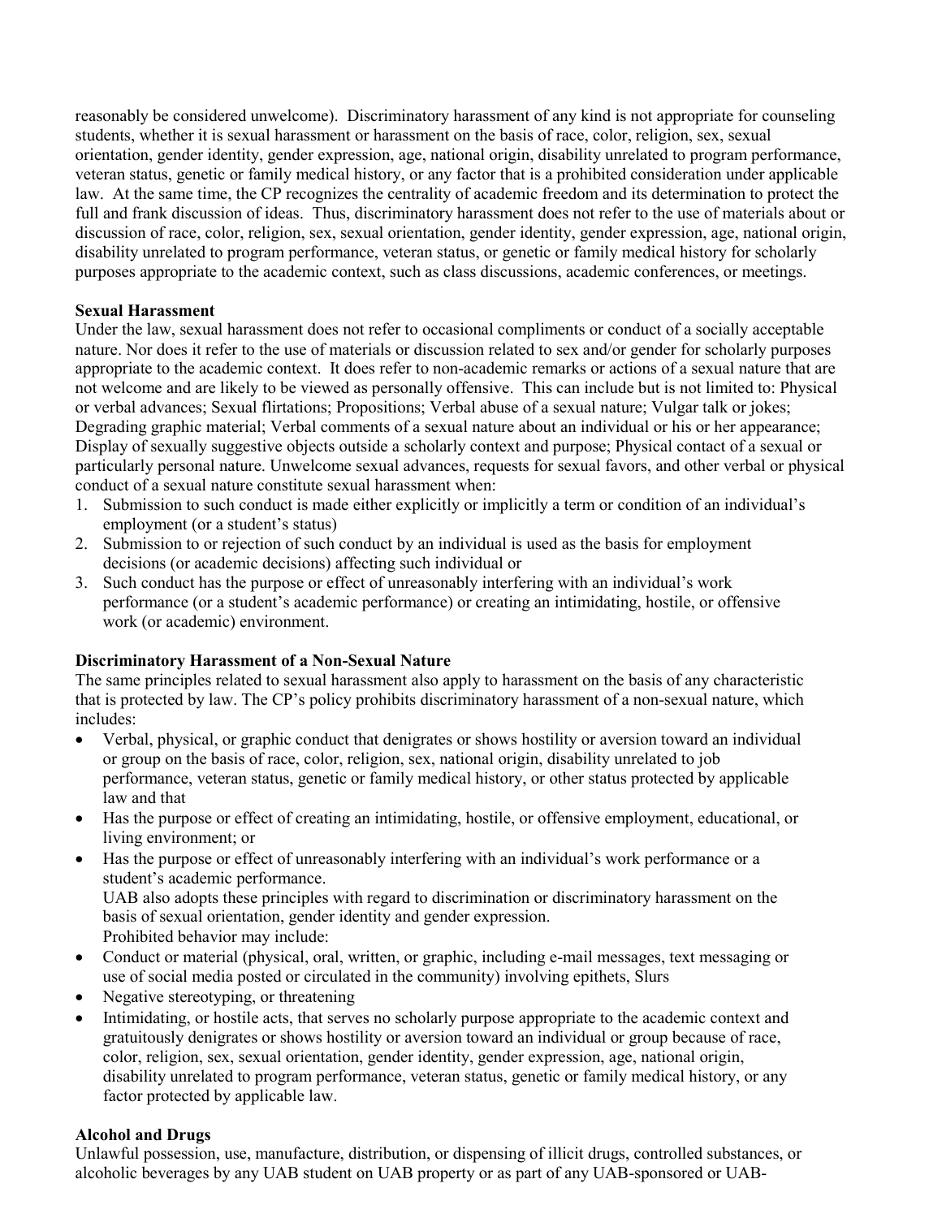reasonably be considered unwelcome). Discriminatory harassment of any kind is not appropriate for counseling students, whether it is sexual harassment or harassment on the basis of race, color, religion, sex, sexual orientation, gender identity, gender expression, age, national origin, disability unrelated to program performance, veteran status, genetic or family medical history, or any factor that is a prohibited consideration under applicable law. At the same time, the CP recognizes the centrality of academic freedom and its determination to protect the full and frank discussion of ideas. Thus, discriminatory harassment does not refer to the use of materials about or discussion of race, color, religion, sex, sexual orientation, gender identity, gender expression, age, national origin, disability unrelated to program performance, veteran status, or genetic or family medical history for scholarly purposes appropriate to the academic context, such as class discussions, academic conferences, or meetings.

**Sexual Harassment**

Under the law, sexual harassment does not refer to occasional compliments or conduct of a socially acceptable nature. Nor does it refer to the use of materials or discussion related to sex and/or gender for scholarly purposes appropriate to the academic context. It does refer to non-academic remarks or actions of a sexual nature that are not welcome and are likely to be viewed as personally offensive. This can include but is not limited to: Physical or verbal advances; Sexual flirtations; Propositions; Verbal abuse of a sexual nature; Vulgar talk or jokes; Degrading graphic material; Verbal comments of a sexual nature about an individual or his or her appearance; Display of sexually suggestive objects outside a scholarly context and purpose; Physical contact of a sexual or particularly personal nature. Unwelcome sexual advances, requests for sexual favors, and other verbal or physical conduct of a sexual nature constitute sexual harassment when:

1. Submission to such conduct is made either explicitly or implicitly a term or condition of an individual's employment (or a student's status)
2. Submission to or rejection of such conduct by an individual is used as the basis for employment decisions (or academic decisions) affecting such individual or
3. Such conduct has the purpose or effect of unreasonably interfering with an individual's work performance (or a student's academic performance) or creating an intimidating, hostile, or offensive work (or academic) environment.

**Discriminatory Harassment of a Non-Sexual Nature**

The same principles related to sexual harassment also apply to harassment on the basis of any characteristic that is protected by law. The CP's policy prohibits discriminatory harassment of a non-sexual nature, which includes:

- Verbal, physical, or graphic conduct that denigrates or shows hostility or aversion toward an individual or group on the basis of race, color, religion, sex, national origin, disability unrelated to job performance, veteran status, genetic or family medical history, or other status protected by applicable law and that
- Has the purpose or effect of creating an intimidating, hostile, or offensive employment, educational, or living environment; or
- Has the purpose or effect of unreasonably interfering with an individual's work performance or a student's academic performance.
  UAB also adopts these principles with regard to discrimination or discriminatory harassment on the basis of sexual orientation, gender identity and gender expression.
  Prohibited behavior may include:
- Conduct or material (physical, oral, written, or graphic, including e-mail messages, text messaging or use of social media posted or circulated in the community) involving epithets, Slurs
- Negative stereotyping, or threatening
- Intimidating, or hostile acts, that serves no scholarly purpose appropriate to the academic context and gratuitously denigrates or shows hostility or aversion toward an individual or group because of race, color, religion, sex, sexual orientation, gender identity, gender expression, age, national origin, disability unrelated to program performance, veteran status, genetic or family medical history, or any factor protected by applicable law.

**Alcohol and Drugs**

Unlawful possession, use, manufacture, distribution, or dispensing of illicit drugs, controlled substances, or alcoholic beverages by any UAB student on UAB property or as part of any UAB-sponsored or UAB-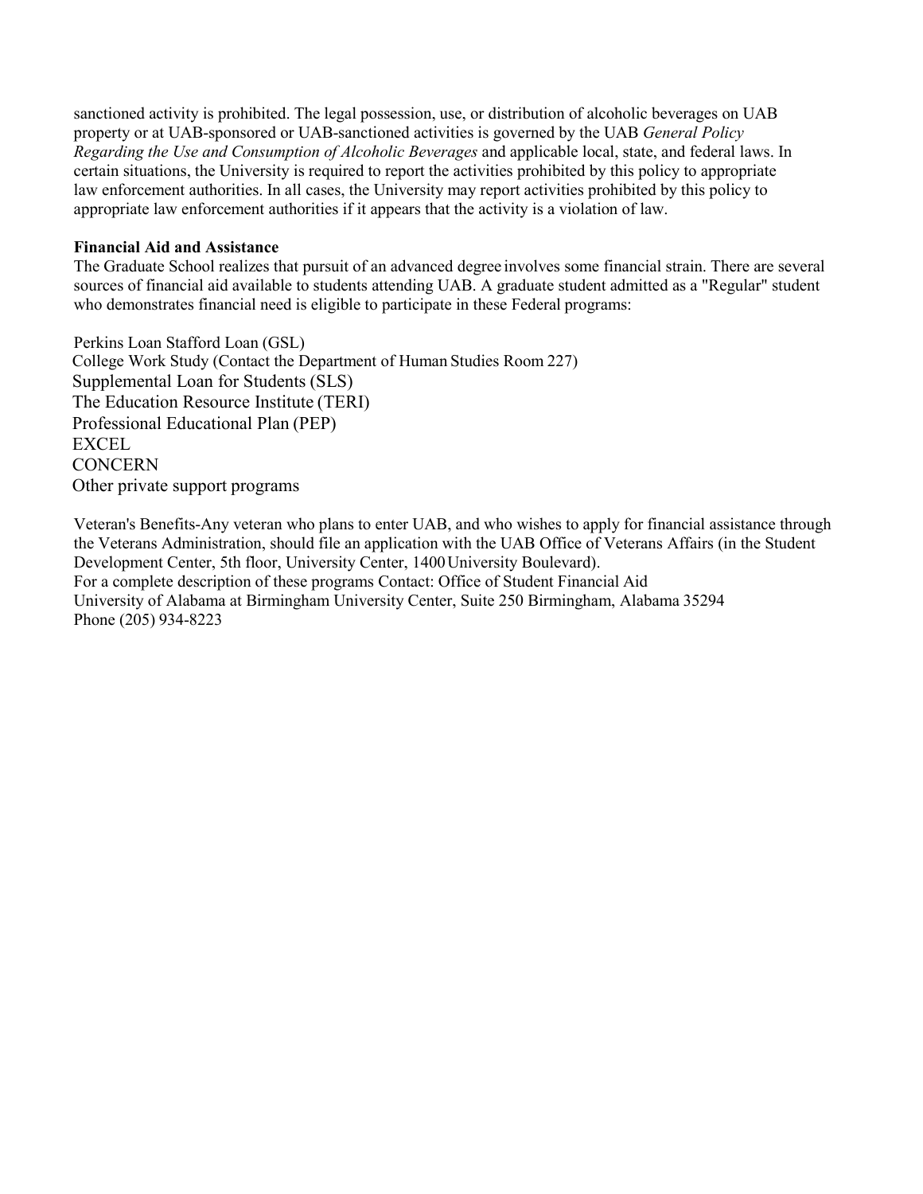sanctioned activity is prohibited. The legal possession, use, or distribution of alcoholic beverages on UAB property or at UAB-sponsored or UAB-sanctioned activities is governed by the UAB *General Policy Regarding the Use and Consumption of Alcoholic Beverages* and applicable local, state, and federal laws. In certain situations, the University is required to report the activities prohibited by this policy to appropriate law enforcement authorities. In all cases, the University may report activities prohibited by this policy to appropriate law enforcement authorities if it appears that the activity is a violation of law.

**Financial Aid and Assistance**

The Graduate School realizes that pursuit of an advanced degree involves some financial strain. There are several sources of financial aid available to students attending UAB. A graduate student admitted as a "Regular" student who demonstrates financial need is eligible to participate in these Federal programs:

Perkins Loan Stafford Loan (GSL)
College Work Study (Contact the Department of Human Studies Room 227)
Supplemental Loan for Students (SLS)
The Education Resource Institute (TERI)
Professional Educational Plan (PEP)
EXCEL
CONCERN
Other private support programs

Veteran's Benefits-Any veteran who plans to enter UAB, and who wishes to apply for financial assistance through the Veterans Administration, should file an application with the UAB Office of Veterans Affairs (in the Student Development Center, 5th floor, University Center, 1400 University Boulevard).
For a complete description of these programs Contact: Office of Student Financial Aid
University of Alabama at Birmingham University Center, Suite 250 Birmingham, Alabama 35294
Phone (205) 934-8223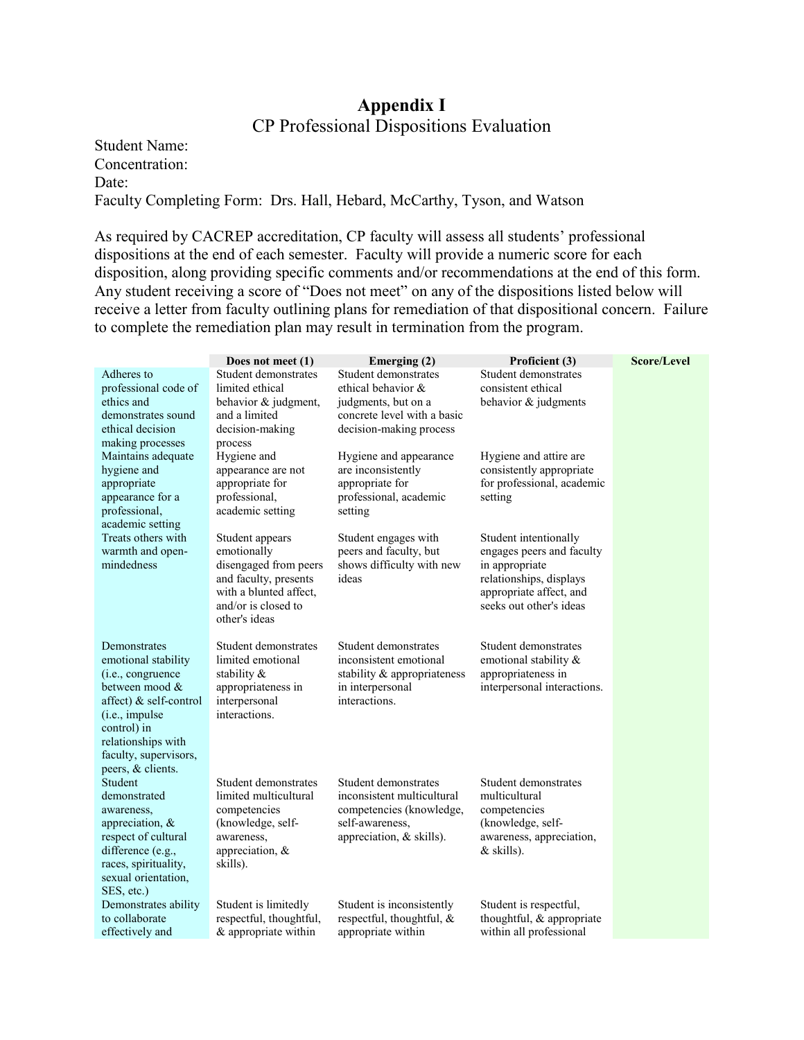# Appendix I

## CP Professional Dispositions Evaluation

Student Name:
Concentration:
Date:
Faculty Completing Form: Drs. Hall, Hebard, McCarthy, Tyson, and Watson

As required by CACREP accreditation, CP faculty will assess all students' professional dispositions at the end of each semester. Faculty will provide a numeric score for each disposition, along providing specific comments and/or recommendations at the end of this form. Any student receiving a score of "Does not meet" on any of the dispositions listed below will receive a letter from faculty outlining plans for remediation of that dispositional concern. Failure to complete the remediation plan may result in termination from the program.

| | Does not meet (1) | Emerging (2) | Proficient (3) | Score/Level |
|---|---|---|---|---|
| Adheres to professional code of ethics and demonstrates sound ethical decision making processes | Student demonstrates limited ethical behavior & judgment, and a limited decision-making process | Student demonstrates ethical behavior & judgments, but on a concrete level with a basic decision-making process | Student demonstrates consistent ethical behavior & judgments | |
| Maintains adequate hygiene and appropriate appearance for a professional, academic setting | Hygiene and appearance are not appropriate for professional, academic setting | Hygiene and appearance are inconsistently appropriate for professional, academic setting | Hygiene and attire are consistently appropriate for professional, academic setting | |
| Treats others with warmth and open-mindedness | Student appears emotionally disengaged from peers and faculty, presents with a blunted affect, and/or is closed to other's ideas | Student engages with peers and faculty, but shows difficulty with new ideas | Student intentionally engages peers and faculty in appropriate relationships, displays appropriate affect, and seeks out other's ideas | |
| Demonstrates emotional stability (i.e., congruence between mood & affect) & self-control (i.e., impulse control) in relationships with faculty, supervisors, peers, & clients. | Student demonstrates limited emotional stability & appropriateness in interpersonal interactions. | Student demonstrates inconsistent emotional stability & appropriateness in interpersonal interactions. | Student demonstrates emotional stability & appropriateness in interpersonal interactions. | |
| Student demonstrated awareness, appreciation, & respect of cultural difference (e.g., races, spirituality, sexual orientation, SES, etc.) | Student demonstrates limited multicultural competencies (knowledge, self-awareness, appreciation, & skills). | Student demonstrates inconsistent multicultural competencies (knowledge, self-awareness, appreciation, & skills). | Student demonstrates multicultural competencies (knowledge, self-awareness, appreciation, & skills). | |
| Demonstrates ability to collaborate effectively and | Student is limitedly respectful, thoughtful, & appropriate within | Student is inconsistently respectful, thoughtful, & appropriate within | Student is respectful, thoughtful, & appropriate within all professional | |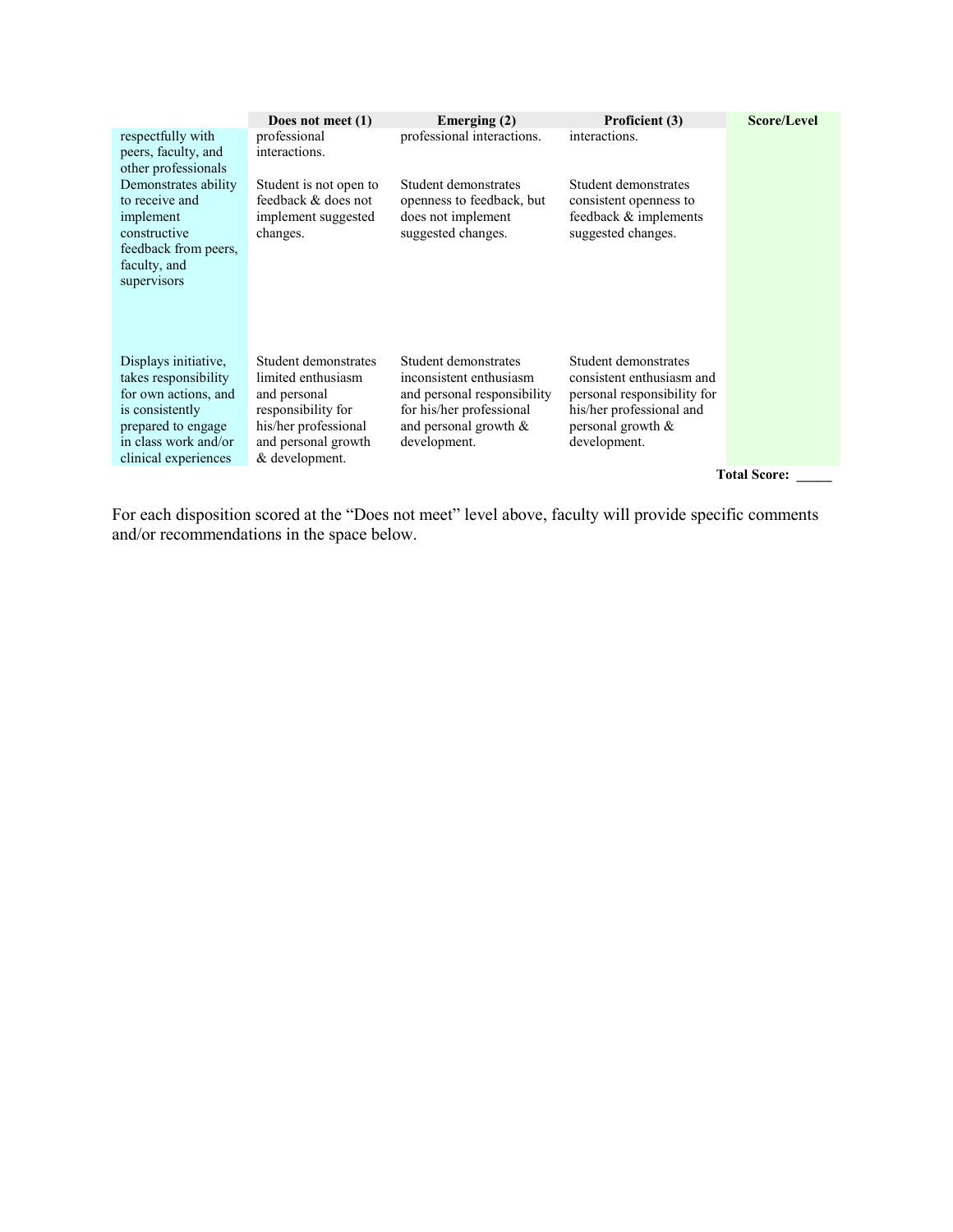| | Does not meet (1) | Emerging (2) | Proficient (3) | Score/Level |
|---|---|---|---|---|
| respectfully with peers, faculty, and other professionals | professional interactions. | professional interactions. | interactions. | |
| Demonstrates ability to receive and implement constructive feedback from peers, faculty, and supervisors | Student is not open to feedback & does not implement suggested changes. | Student demonstrates openness to feedback, but does not implement suggested changes. | Student demonstrates consistent openness to feedback & implements suggested changes. | |
| Displays initiative, takes responsibility for own actions, and is consistently prepared to engage in class work and/or clinical experiences | Student demonstrates limited enthusiasm and personal responsibility for his/her professional and personal growth & development. | Student demonstrates inconsistent enthusiasm and personal responsibility for his/her professional and personal growth & development. | Student demonstrates consistent enthusiasm and personal responsibility for his/her professional and personal growth & development. | |

**Total Score: _____**

For each disposition scored at the "Does not meet" level above, faculty will provide specific comments and/or recommendations in the space below.